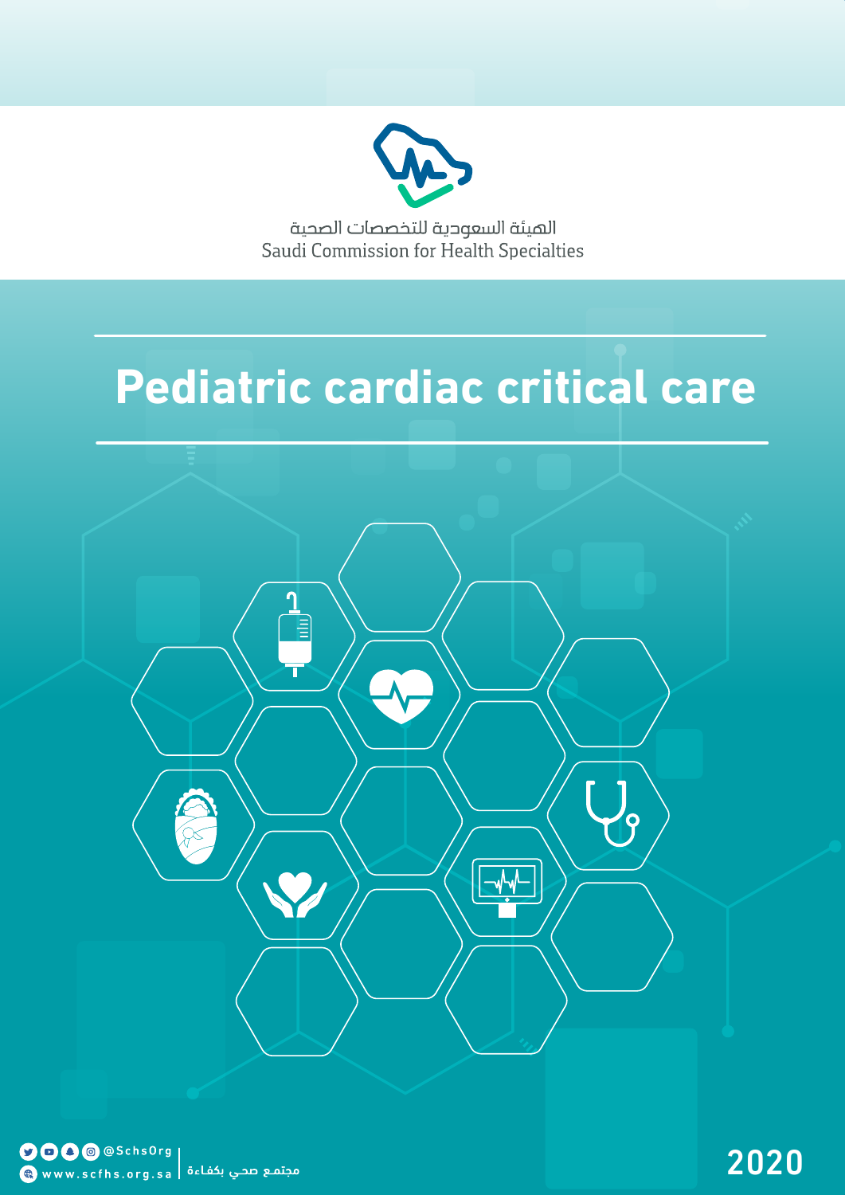الهيئة السعودية للتخصصات الصحية

Saudi Commission for Health Specialties

# Pediatric cardiac critical care

@SchsOrg

www.scfhs.org.sa | مجتمع صحي بكفاءة

2020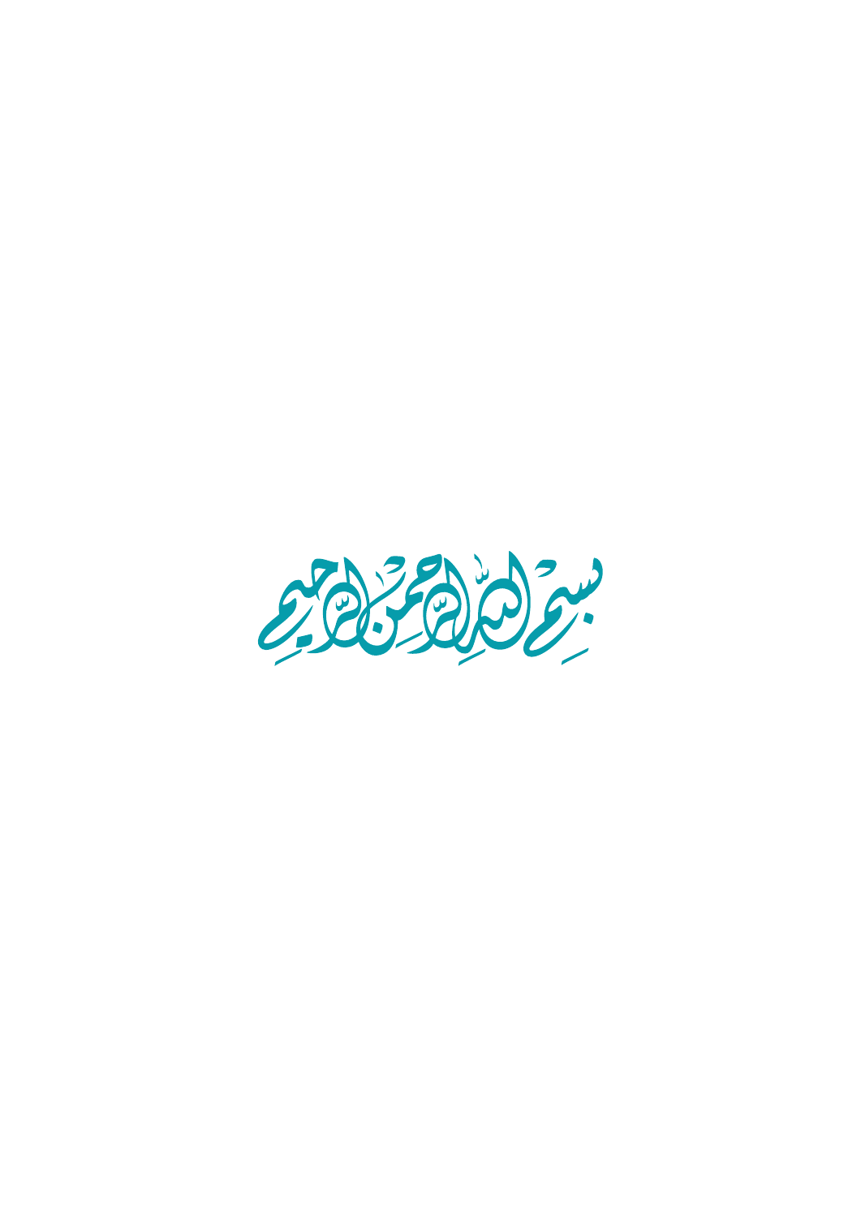بسم الله الرحمن الرحيم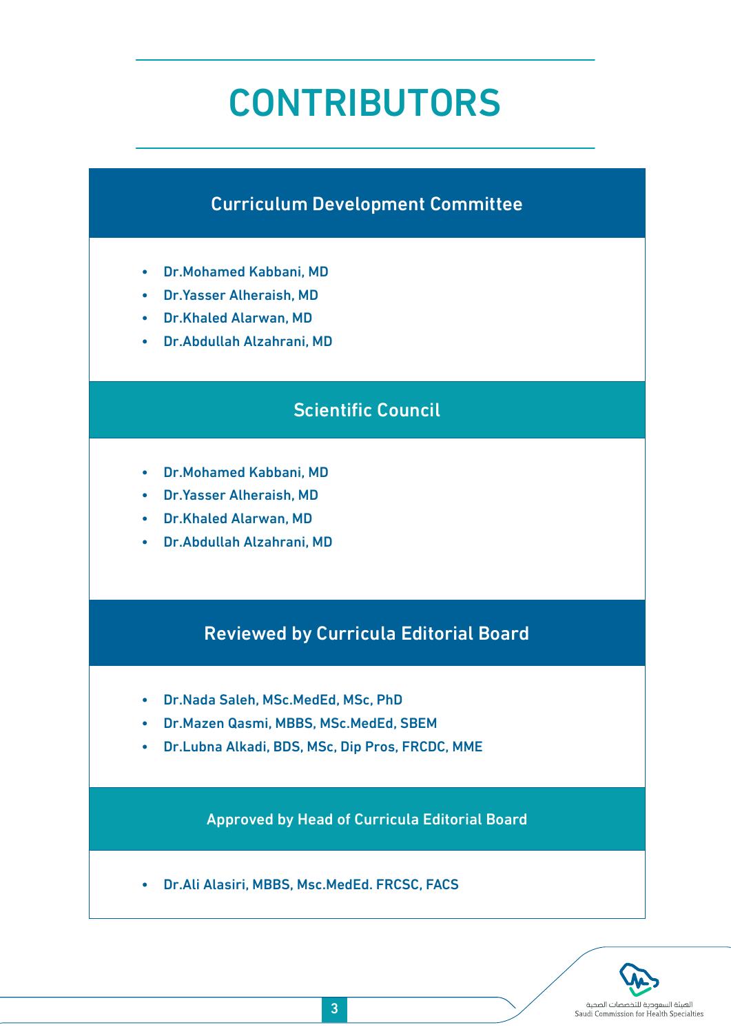# CONTRIBUTORS

## Curriculum Development Committee

- Dr.Mohamed Kabbani, MD
- Dr.Yasser Alheraish, MD
- Dr.Khaled Alarwan, MD
- Dr.Abdullah Alzahrani, MD

## Scientific Council

- Dr.Mohamed Kabbani, MD
- Dr.Yasser Alheraish, MD
- Dr.Khaled Alarwan, MD
- Dr.Abdullah Alzahrani, MD

## Reviewed by Curricula Editorial Board

- Dr.Nada Saleh, MSc.MedEd, MSc, PhD
- Dr.Mazen Qasmi, MBBS, MSc.MedEd, SBEM
- Dr.Lubna Alkadi, BDS, MSc, Dip Pros, FRCDC, MME

## Approved by Head of Curricula Editorial Board

- Dr.Ali Alasiri, MBBS, Msc.MedEd. FRCSC, FACS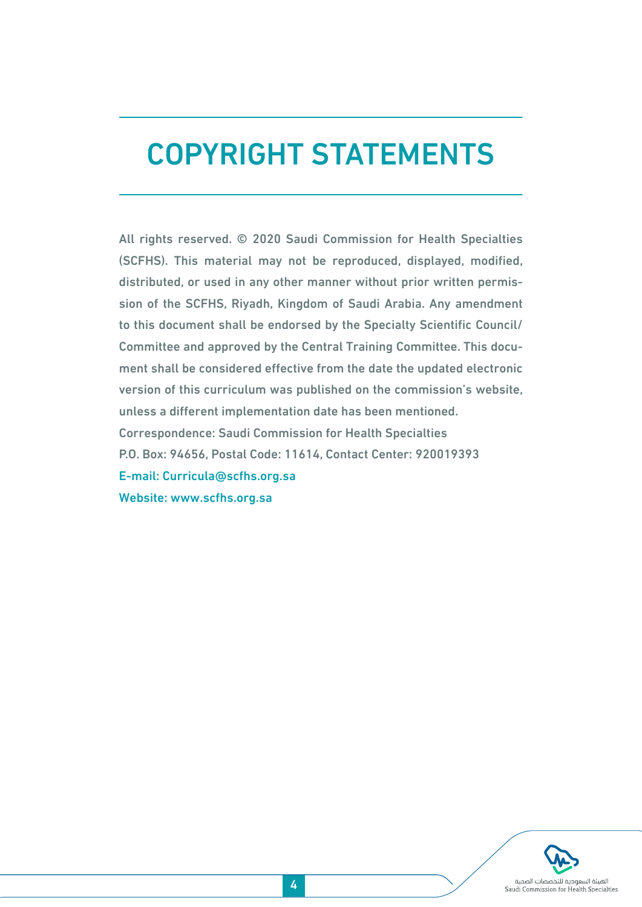# COPYRIGHT STATEMENTS

All rights reserved. © 2020 Saudi Commission for Health Specialties (SCFHS). This material may not be reproduced, displayed, modified, distributed, or used in any other manner without prior written permission of the SCFHS, Riyadh, Kingdom of Saudi Arabia. Any amendment to this document shall be endorsed by the Specialty Scientific Council/ Committee and approved by the Central Training Committee. This document shall be considered effective from the date the updated electronic version of this curriculum was published on the commission's website, unless a different implementation date has been mentioned.

Correspondence: Saudi Commission for Health Specialties

P.O. Box: 94656, Postal Code: 11614, Contact Center: 920019393

E-mail: Curricula@scfhs.org.sa

Website: www.scfhs.org.sa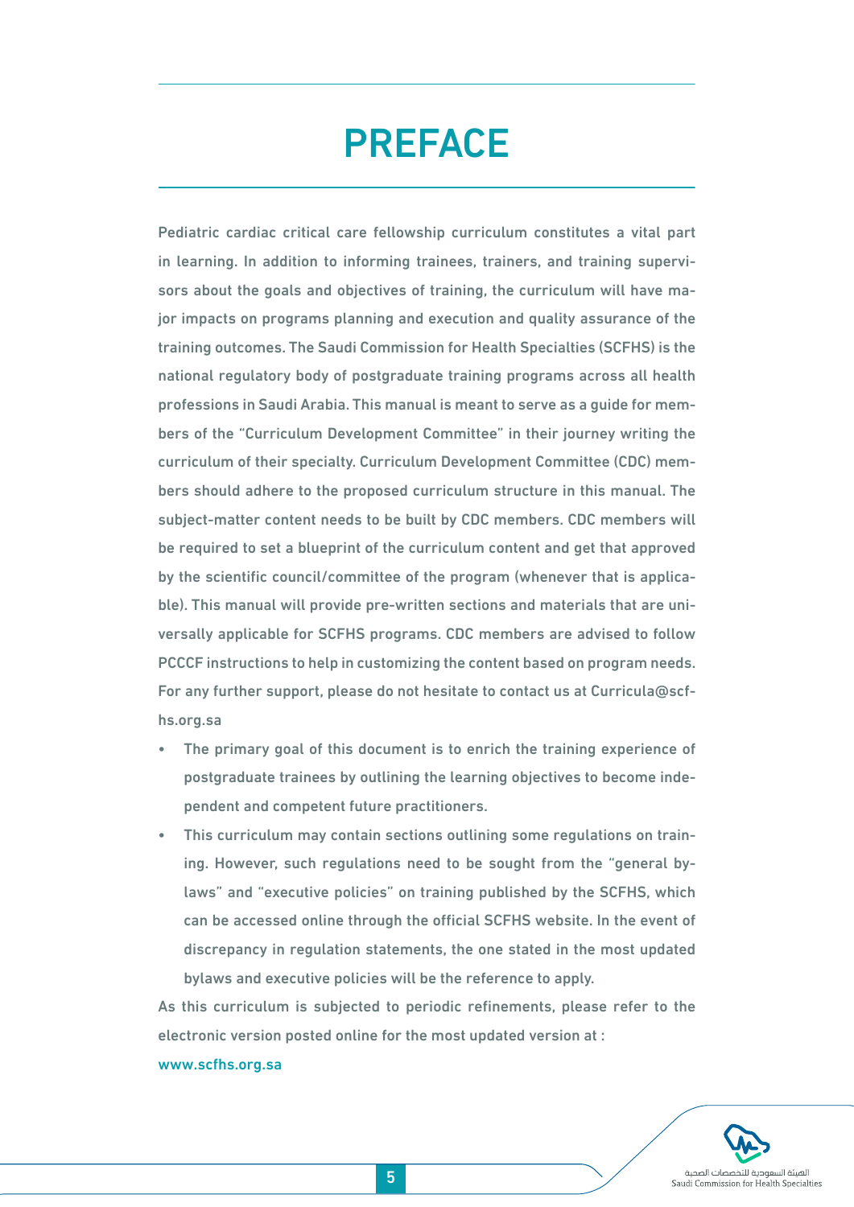# PREFACE

Pediatric cardiac critical care fellowship curriculum constitutes a vital part in learning. In addition to informing trainees, trainers, and training supervisors about the goals and objectives of training, the curriculum will have major impacts on programs planning and execution and quality assurance of the training outcomes. The Saudi Commission for Health Specialties (SCFHS) is the national regulatory body of postgraduate training programs across all health professions in Saudi Arabia. This manual is meant to serve as a guide for members of the "Curriculum Development Committee" in their journey writing the curriculum of their specialty. Curriculum Development Committee (CDC) members should adhere to the proposed curriculum structure in this manual. The subject-matter content needs to be built by CDC members. CDC members will be required to set a blueprint of the curriculum content and get that approved by the scientific council/committee of the program (whenever that is applicable). This manual will provide pre-written sections and materials that are universally applicable for SCFHS programs. CDC members are advised to follow PCCCF instructions to help in customizing the content based on program needs. For any further support, please do not hesitate to contact us at Curricula@scfhs.org.sa

- The primary goal of this document is to enrich the training experience of postgraduate trainees by outlining the learning objectives to become independent and competent future practitioners.
- This curriculum may contain sections outlining some regulations on training. However, such regulations need to be sought from the "general bylaws" and "executive policies" on training published by the SCFHS, which can be accessed online through the official SCFHS website. In the event of discrepancy in regulation statements, the one stated in the most updated bylaws and executive policies will be the reference to apply.

As this curriculum is subjected to periodic refinements, please refer to the electronic version posted online for the most updated version at :

www.scfhs.org.sa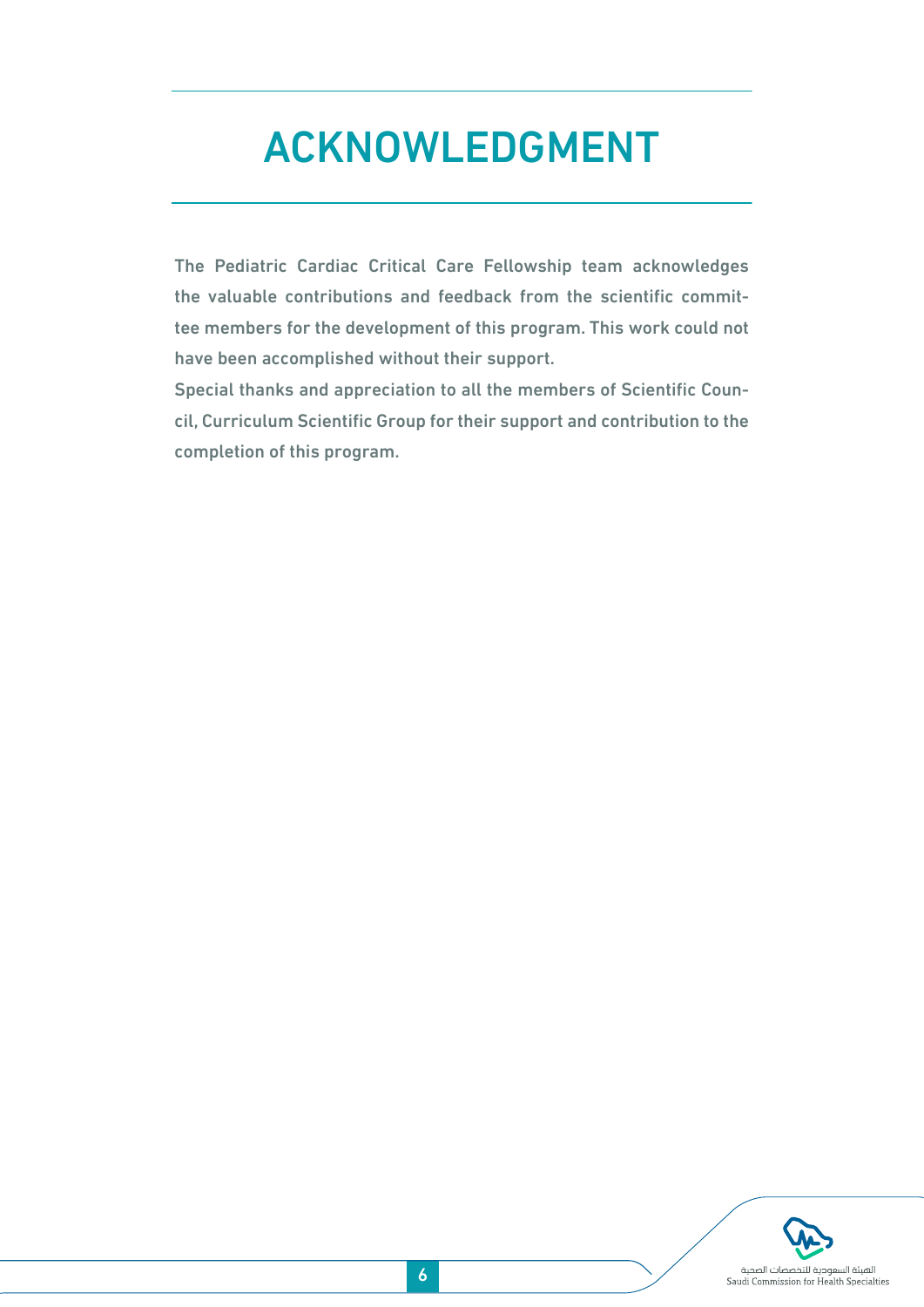# ACKNOWLEDGMENT

The Pediatric Cardiac Critical Care Fellowship team acknowledges the valuable contributions and feedback from the scientific committee members for the development of this program. This work could not have been accomplished without their support.

Special thanks and appreciation to all the members of Scientific Council, Curriculum Scientific Group for their support and contribution to the completion of this program.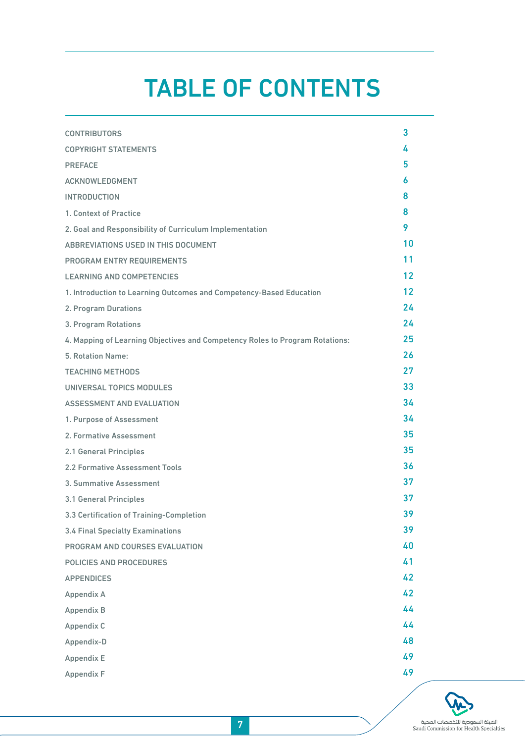# TABLE OF CONTENTS

| | |
|---|---|
| CONTRIBUTORS | 3 |
| COPYRIGHT STATEMENTS | 4 |
| PREFACE | 5 |
| ACKNOWLEDGMENT | 6 |
| INTRODUCTION | 8 |
| 1. Context of Practice | 8 |
| 2. Goal and Responsibility of Curriculum Implementation | 9 |
| ABBREVIATIONS USED IN THIS DOCUMENT | 10 |
| PROGRAM ENTRY REQUIREMENTS | 11 |
| LEARNING AND COMPETENCIES | 12 |
| 1. Introduction to Learning Outcomes and Competency-Based Education | 12 |
| 2. Program Durations | 24 |
| 3. Program Rotations | 24 |
| 4. Mapping of Learning Objectives and Competency Roles to Program Rotations: | 25 |
| 5. Rotation Name: | 26 |
| TEACHING METHODS | 27 |
| UNIVERSAL TOPICS MODULES | 33 |
| ASSESSMENT AND EVALUATION | 34 |
| 1. Purpose of Assessment | 34 |
| 2. Formative Assessment | 35 |
| 2.1 General Principles | 35 |
| 2.2 Formative Assessment Tools | 36 |
| 3. Summative Assessment | 37 |
| 3.1 General Principles | 37 |
| 3.3 Certification of Training-Completion | 39 |
| 3.4 Final Specialty Examinations | 39 |
| PROGRAM AND COURSES EVALUATION | 40 |
| POLICIES AND PROCEDURES | 41 |
| APPENDICES | 42 |
| Appendix A | 42 |
| Appendix B | 44 |
| Appendix C | 44 |
| Appendix-D | 48 |
| Appendix E | 49 |
| Appendix F | 49 |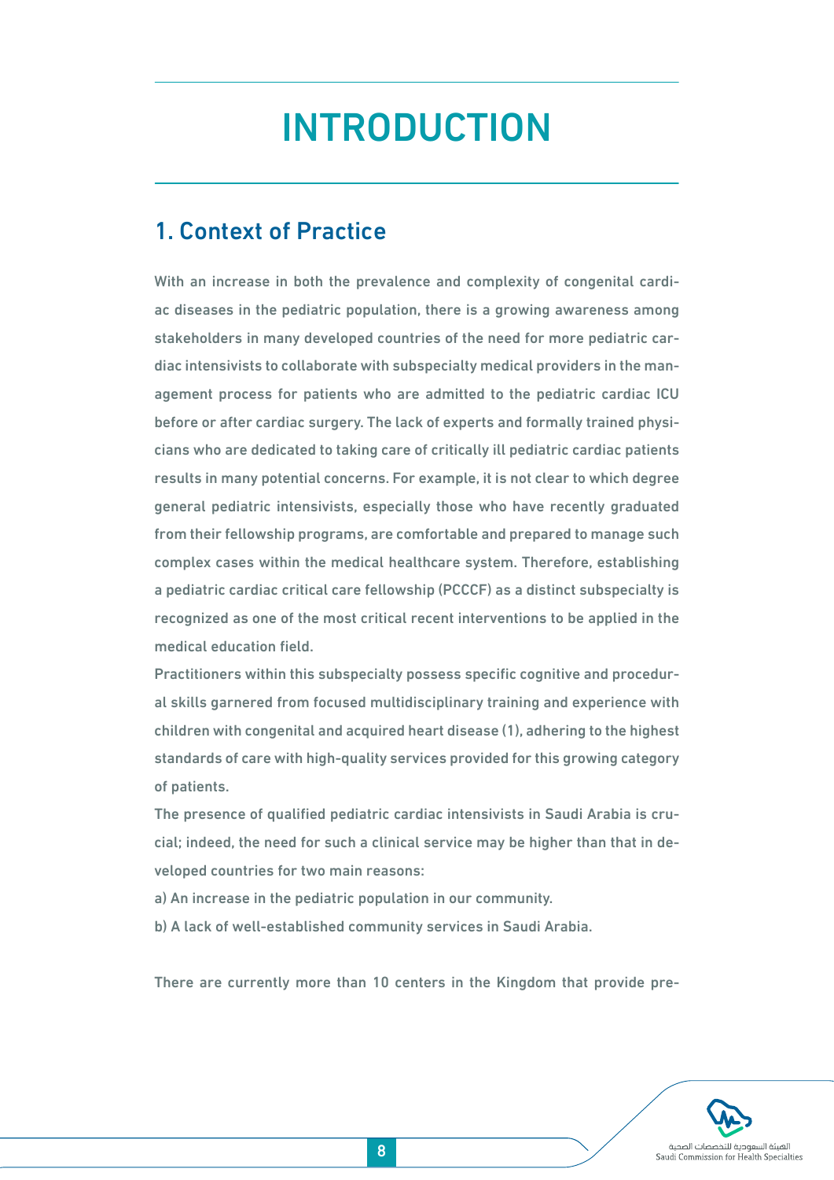# INTRODUCTION

## 1. Context of Practice

With an increase in both the prevalence and complexity of congenital cardiac diseases in the pediatric population, there is a growing awareness among stakeholders in many developed countries of the need for more pediatric cardiac intensivists to collaborate with subspecialty medical providers in the management process for patients who are admitted to the pediatric cardiac ICU before or after cardiac surgery. The lack of experts and formally trained physicians who are dedicated to taking care of critically ill pediatric cardiac patients results in many potential concerns. For example, it is not clear to which degree general pediatric intensivists, especially those who have recently graduated from their fellowship programs, are comfortable and prepared to manage such complex cases within the medical healthcare system. Therefore, establishing a pediatric cardiac critical care fellowship (PCCCF) as a distinct subspecialty is recognized as one of the most critical recent interventions to be applied in the medical education field.

Practitioners within this subspecialty possess specific cognitive and procedural skills garnered from focused multidisciplinary training and experience with children with congenital and acquired heart disease (1), adhering to the highest standards of care with high-quality services provided for this growing category of patients.

The presence of qualified pediatric cardiac intensivists in Saudi Arabia is crucial; indeed, the need for such a clinical service may be higher than that in developed countries for two main reasons:

a) An increase in the pediatric population in our community.

b) A lack of well-established community services in Saudi Arabia.

There are currently more than 10 centers in the Kingdom that provide pre-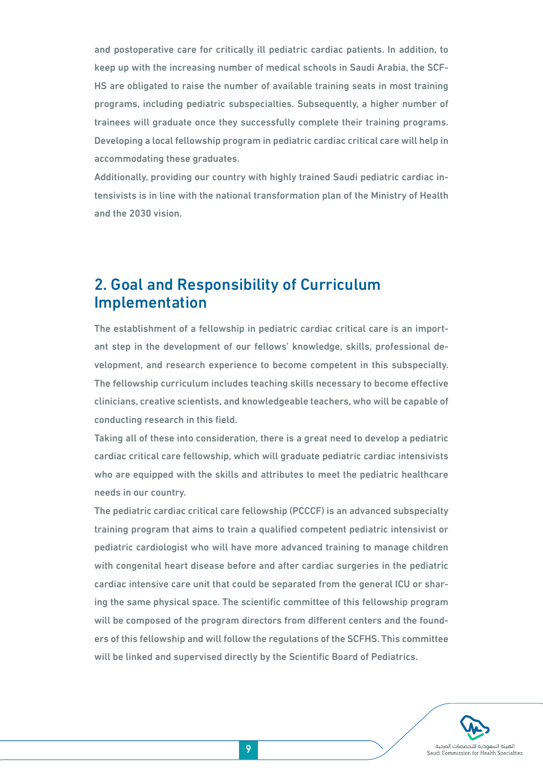and postoperative care for critically ill pediatric cardiac patients. In addition, to keep up with the increasing number of medical schools in Saudi Arabia, the SCF-HS are obligated to raise the number of available training seats in most training programs, including pediatric subspecialties. Subsequently, a higher number of trainees will graduate once they successfully complete their training programs. Developing a local fellowship program in pediatric cardiac critical care will help in accommodating these graduates.

Additionally, providing our country with highly trained Saudi pediatric cardiac intensivists is in line with the national transformation plan of the Ministry of Health and the 2030 vision.

## 2. Goal and Responsibility of Curriculum Implementation

The establishment of a fellowship in pediatric cardiac critical care is an important step in the development of our fellows' knowledge, skills, professional development, and research experience to become competent in this subspecialty. The fellowship curriculum includes teaching skills necessary to become effective clinicians, creative scientists, and knowledgeable teachers, who will be capable of conducting research in this field.

Taking all of these into consideration, there is a great need to develop a pediatric cardiac critical care fellowship, which will graduate pediatric cardiac intensivists who are equipped with the skills and attributes to meet the pediatric healthcare needs in our country.

The pediatric cardiac critical care fellowship (PCCCF) is an advanced subspecialty training program that aims to train a qualified competent pediatric intensivist or pediatric cardiologist who will have more advanced training to manage children with congenital heart disease before and after cardiac surgeries in the pediatric cardiac intensive care unit that could be separated from the general ICU or sharing the same physical space. The scientific committee of this fellowship program will be composed of the program directors from different centers and the founders of this fellowship and will follow the regulations of the SCFHS. This committee will be linked and supervised directly by the Scientific Board of Pediatrics.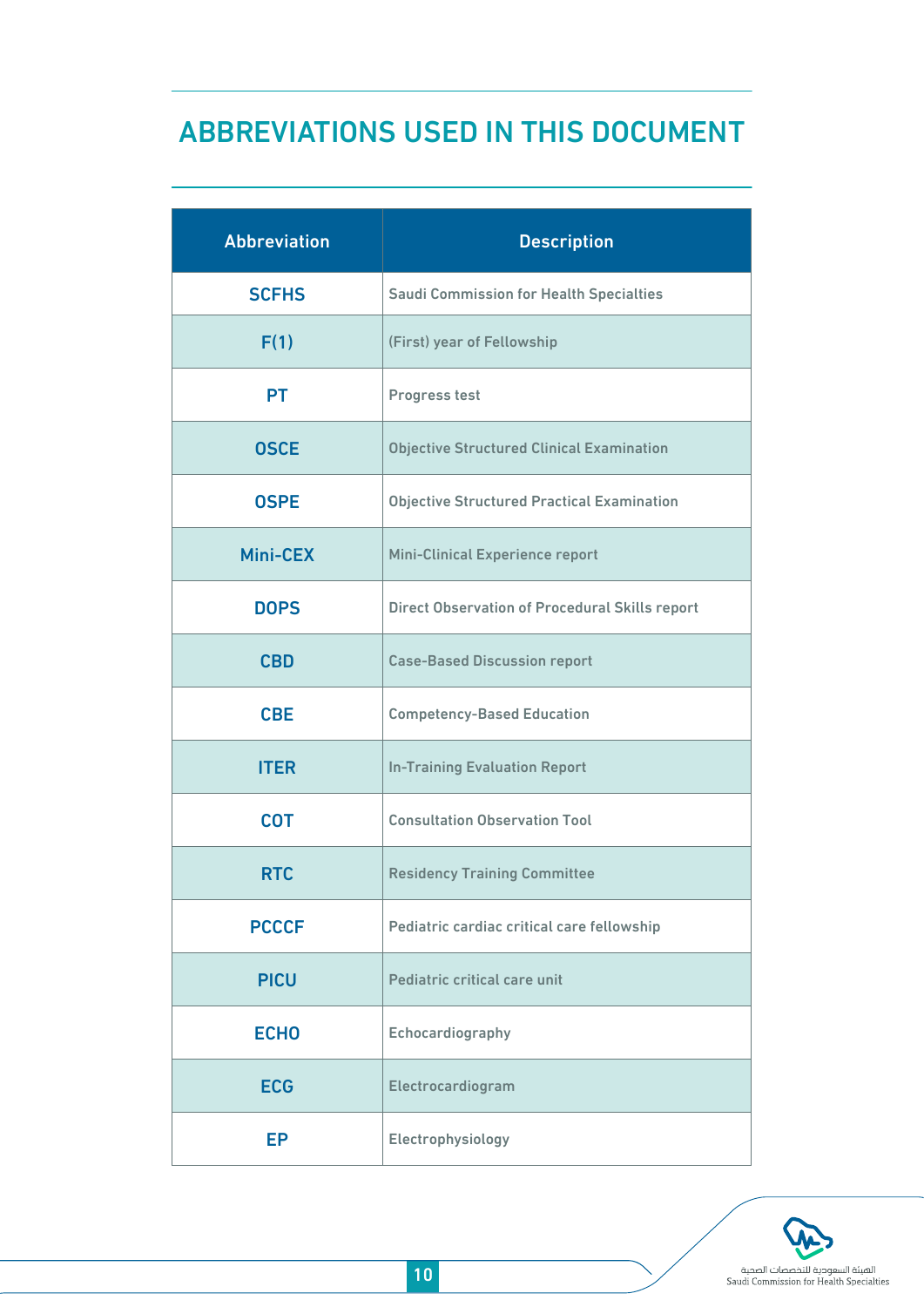# ABBREVIATIONS USED IN THIS DOCUMENT

| Abbreviation | Description |
|---|---|
| SCFHS | Saudi Commission for Health Specialties |
| F(1) | (First) year of Fellowship |
| PT | Progress test |
| OSCE | Objective Structured Clinical Examination |
| OSPE | Objective Structured Practical Examination |
| Mini-CEX | Mini-Clinical Experience report |
| DOPS | Direct Observation of Procedural Skills report |
| CBD | Case-Based Discussion report |
| CBE | Competency-Based Education |
| ITER | In-Training Evaluation Report |
| COT | Consultation Observation Tool |
| RTC | Residency Training Committee |
| PCCCF | Pediatric cardiac critical care fellowship |
| PICU | Pediatric critical care unit |
| ECHO | Echocardiography |
| ECG | Electrocardiogram |
| EP | Electrophysiology |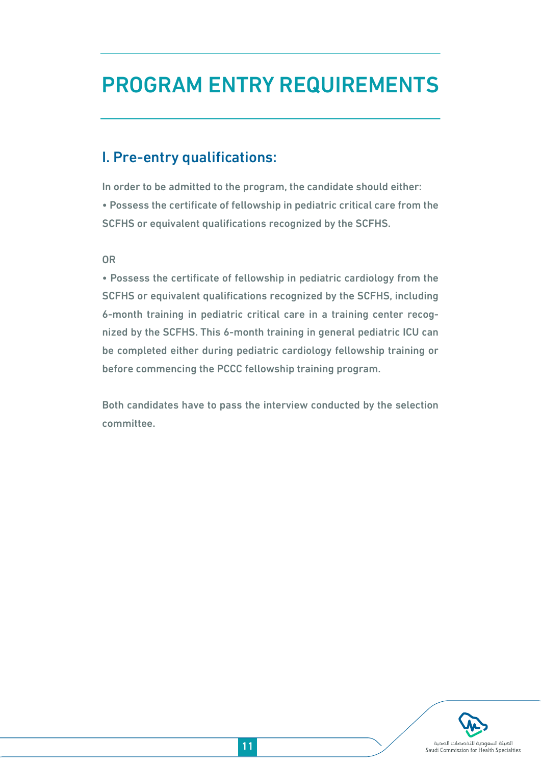# PROGRAM ENTRY REQUIREMENTS

## I. Pre-entry qualifications:

In order to be admitted to the program, the candidate should either:

• Possess the certificate of fellowship in pediatric critical care from the SCFHS or equivalent qualifications recognized by the SCFHS.

OR

• Possess the certificate of fellowship in pediatric cardiology from the SCFHS or equivalent qualifications recognized by the SCFHS, including 6-month training in pediatric critical care in a training center recognized by the SCFHS. This 6-month training in general pediatric ICU can be completed either during pediatric cardiology fellowship training or before commencing the PCCC fellowship training program.

Both candidates have to pass the interview conducted by the selection committee.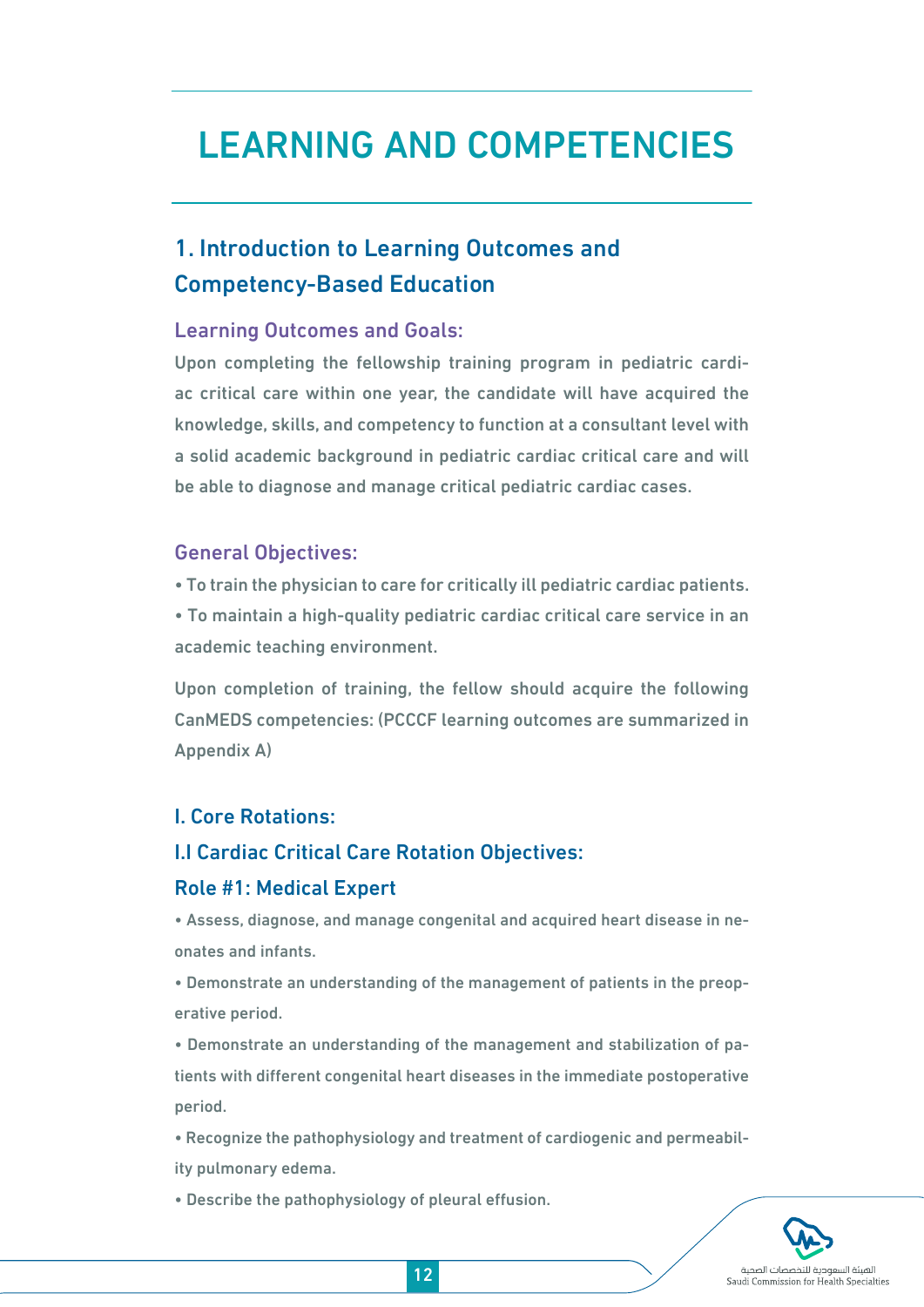# LEARNING AND COMPETENCIES

## 1. Introduction to Learning Outcomes and Competency-Based Education

### Learning Outcomes and Goals:

Upon completing the fellowship training program in pediatric cardiac critical care within one year, the candidate will have acquired the knowledge, skills, and competency to function at a consultant level with a solid academic background in pediatric cardiac critical care and will be able to diagnose and manage critical pediatric cardiac cases.

### General Objectives:

- To train the physician to care for critically ill pediatric cardiac patients.
- To maintain a high-quality pediatric cardiac critical care service in an academic teaching environment.

Upon completion of training, the fellow should acquire the following CanMEDS competencies: (PCCCF learning outcomes are summarized in Appendix A)

### I. Core Rotations:

### I.I Cardiac Critical Care Rotation Objectives:

### Role #1: Medical Expert

- Assess, diagnose, and manage congenital and acquired heart disease in neonates and infants.
- Demonstrate an understanding of the management of patients in the preoperative period.
- Demonstrate an understanding of the management and stabilization of patients with different congenital heart diseases in the immediate postoperative period.
- Recognize the pathophysiology and treatment of cardiogenic and permeability pulmonary edema.
- Describe the pathophysiology of pleural effusion.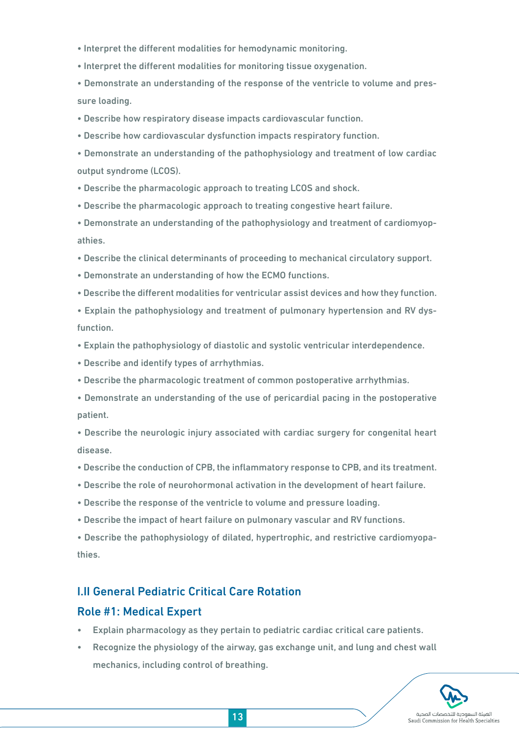- Interpret the different modalities for hemodynamic monitoring.
- Interpret the different modalities for monitoring tissue oxygenation.
- Demonstrate an understanding of the response of the ventricle to volume and pressure loading.
- Describe how respiratory disease impacts cardiovascular function.
- Describe how cardiovascular dysfunction impacts respiratory function.
- Demonstrate an understanding of the pathophysiology and treatment of low cardiac output syndrome (LCOS).
- Describe the pharmacologic approach to treating LCOS and shock.
- Describe the pharmacologic approach to treating congestive heart failure.
- Demonstrate an understanding of the pathophysiology and treatment of cardiomyopathies.
- Describe the clinical determinants of proceeding to mechanical circulatory support.
- Demonstrate an understanding of how the ECMO functions.
- Describe the different modalities for ventricular assist devices and how they function.
- Explain the pathophysiology and treatment of pulmonary hypertension and RV dysfunction.
- Explain the pathophysiology of diastolic and systolic ventricular interdependence.
- Describe and identify types of arrhythmias.
- Describe the pharmacologic treatment of common postoperative arrhythmias.
- Demonstrate an understanding of the use of pericardial pacing in the postoperative patient.
- Describe the neurologic injury associated with cardiac surgery for congenital heart disease.
- Describe the conduction of CPB, the inflammatory response to CPB, and its treatment.
- Describe the role of neurohormonal activation in the development of heart failure.
- Describe the response of the ventricle to volume and pressure loading.
- Describe the impact of heart failure on pulmonary vascular and RV functions.
- Describe the pathophysiology of dilated, hypertrophic, and restrictive cardiomyopathies.

## I.II General Pediatric Critical Care Rotation

### Role #1: Medical Expert

- Explain pharmacology as they pertain to pediatric cardiac critical care patients.
- Recognize the physiology of the airway, gas exchange unit, and lung and chest wall mechanics, including control of breathing.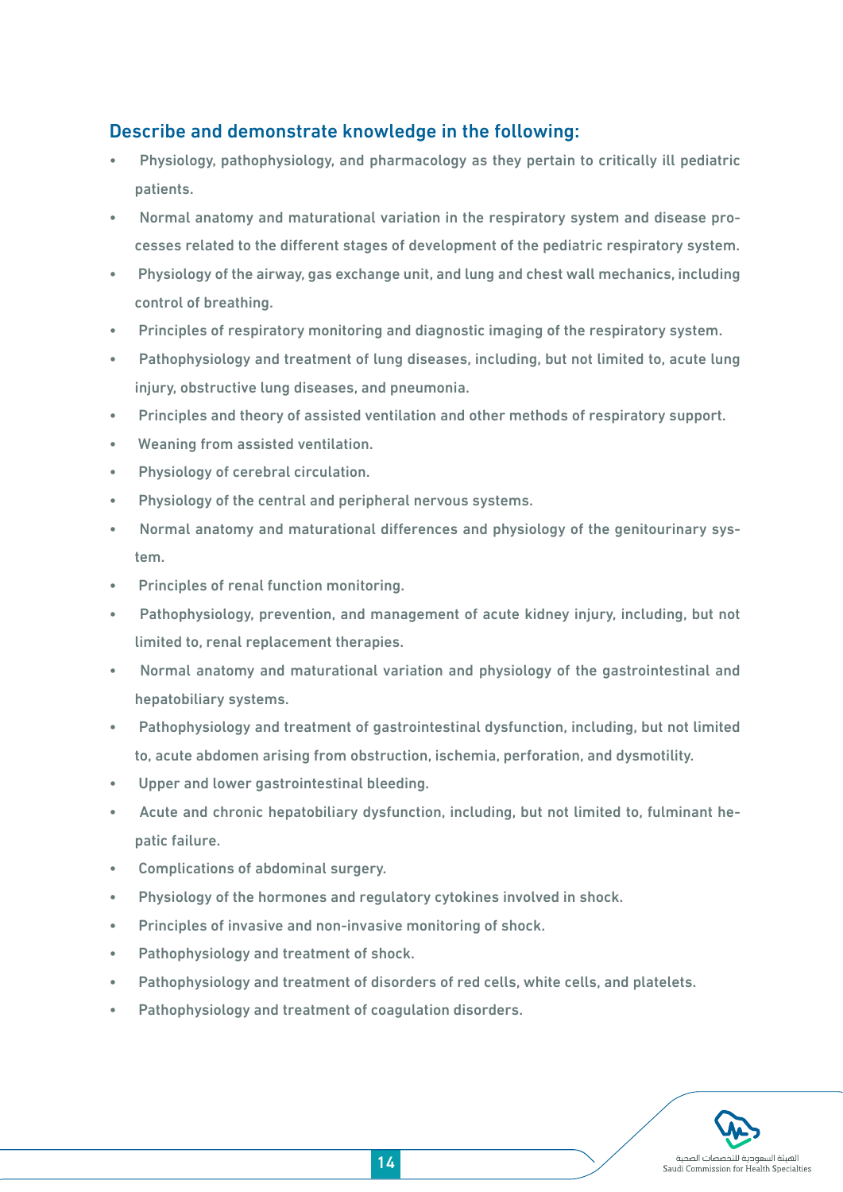### Describe and demonstrate knowledge in the following:

- Physiology, pathophysiology, and pharmacology as they pertain to critically ill pediatric patients.
- Normal anatomy and maturational variation in the respiratory system and disease processes related to the different stages of development of the pediatric respiratory system.
- Physiology of the airway, gas exchange unit, and lung and chest wall mechanics, including control of breathing.
- Principles of respiratory monitoring and diagnostic imaging of the respiratory system.
- Pathophysiology and treatment of lung diseases, including, but not limited to, acute lung injury, obstructive lung diseases, and pneumonia.
- Principles and theory of assisted ventilation and other methods of respiratory support.
- Weaning from assisted ventilation.
- Physiology of cerebral circulation.
- Physiology of the central and peripheral nervous systems.
- Normal anatomy and maturational differences and physiology of the genitourinary system.
- Principles of renal function monitoring.
- Pathophysiology, prevention, and management of acute kidney injury, including, but not limited to, renal replacement therapies.
- Normal anatomy and maturational variation and physiology of the gastrointestinal and hepatobiliary systems.
- Pathophysiology and treatment of gastrointestinal dysfunction, including, but not limited to, acute abdomen arising from obstruction, ischemia, perforation, and dysmotility.
- Upper and lower gastrointestinal bleeding.
- Acute and chronic hepatobiliary dysfunction, including, but not limited to, fulminant hepatic failure.
- Complications of abdominal surgery.
- Physiology of the hormones and regulatory cytokines involved in shock.
- Principles of invasive and non-invasive monitoring of shock.
- Pathophysiology and treatment of shock.
- Pathophysiology and treatment of disorders of red cells, white cells, and platelets.
- Pathophysiology and treatment of coagulation disorders.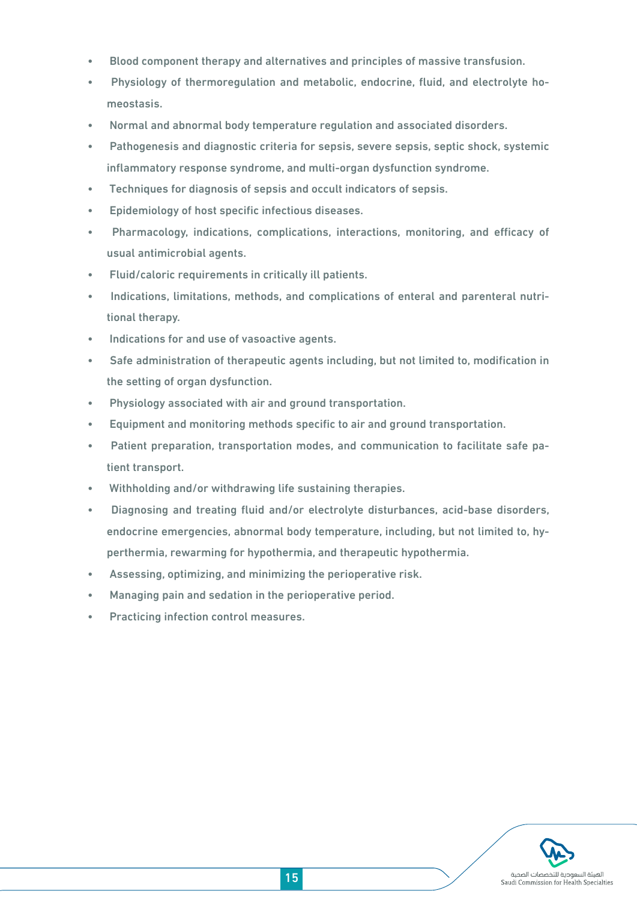- Blood component therapy and alternatives and principles of massive transfusion.
- Physiology of thermoregulation and metabolic, endocrine, fluid, and electrolyte homeostasis.
- Normal and abnormal body temperature regulation and associated disorders.
- Pathogenesis and diagnostic criteria for sepsis, severe sepsis, septic shock, systemic inflammatory response syndrome, and multi-organ dysfunction syndrome.
- Techniques for diagnosis of sepsis and occult indicators of sepsis.
- Epidemiology of host specific infectious diseases.
- Pharmacology, indications, complications, interactions, monitoring, and efficacy of usual antimicrobial agents.
- Fluid/caloric requirements in critically ill patients.
- Indications, limitations, methods, and complications of enteral and parenteral nutritional therapy.
- Indications for and use of vasoactive agents.
- Safe administration of therapeutic agents including, but not limited to, modification in the setting of organ dysfunction.
- Physiology associated with air and ground transportation.
- Equipment and monitoring methods specific to air and ground transportation.
- Patient preparation, transportation modes, and communication to facilitate safe patient transport.
- Withholding and/or withdrawing life sustaining therapies.
- Diagnosing and treating fluid and/or electrolyte disturbances, acid-base disorders, endocrine emergencies, abnormal body temperature, including, but not limited to, hyperthermia, rewarming for hypothermia, and therapeutic hypothermia.
- Assessing, optimizing, and minimizing the perioperative risk.
- Managing pain and sedation in the perioperative period.
- Practicing infection control measures.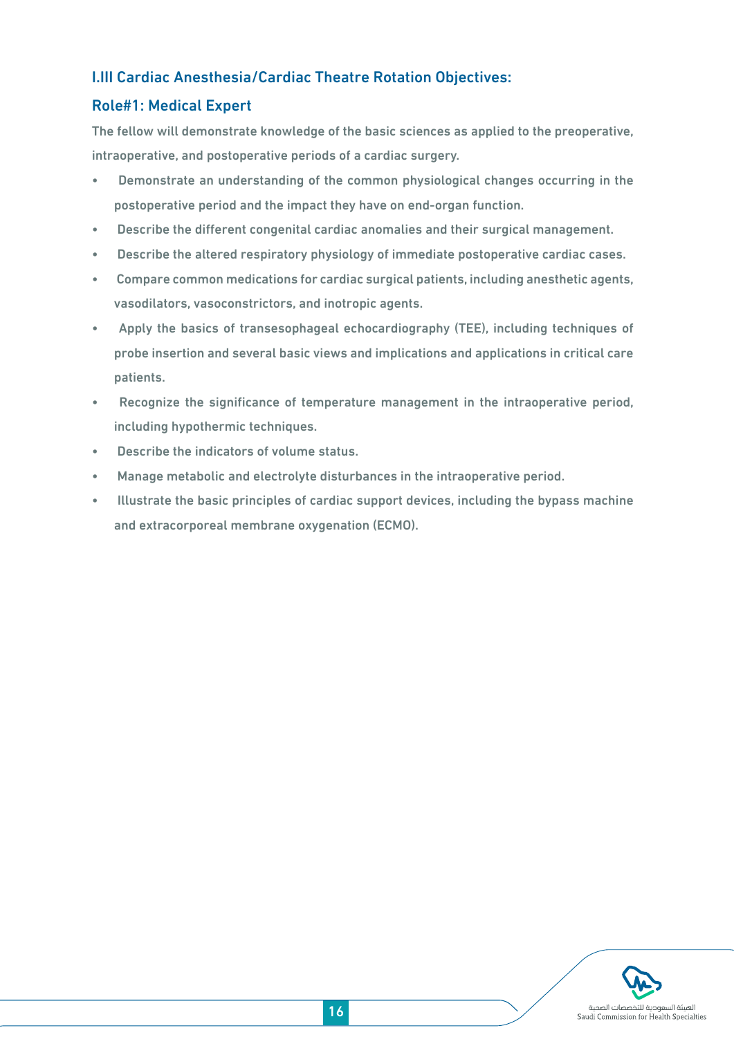### I.III Cardiac Anesthesia/Cardiac Theatre Rotation Objectives:

#### Role#1: Medical Expert

The fellow will demonstrate knowledge of the basic sciences as applied to the preoperative, intraoperative, and postoperative periods of a cardiac surgery.

- Demonstrate an understanding of the common physiological changes occurring in the postoperative period and the impact they have on end-organ function.
- Describe the different congenital cardiac anomalies and their surgical management.
- Describe the altered respiratory physiology of immediate postoperative cardiac cases.
- Compare common medications for cardiac surgical patients, including anesthetic agents, vasodilators, vasoconstrictors, and inotropic agents.
- Apply the basics of transesophageal echocardiography (TEE), including techniques of probe insertion and several basic views and implications and applications in critical care patients.
- Recognize the significance of temperature management in the intraoperative period, including hypothermic techniques.
- Describe the indicators of volume status.
- Manage metabolic and electrolyte disturbances in the intraoperative period.
- Illustrate the basic principles of cardiac support devices, including the bypass machine and extracorporeal membrane oxygenation (ECMO).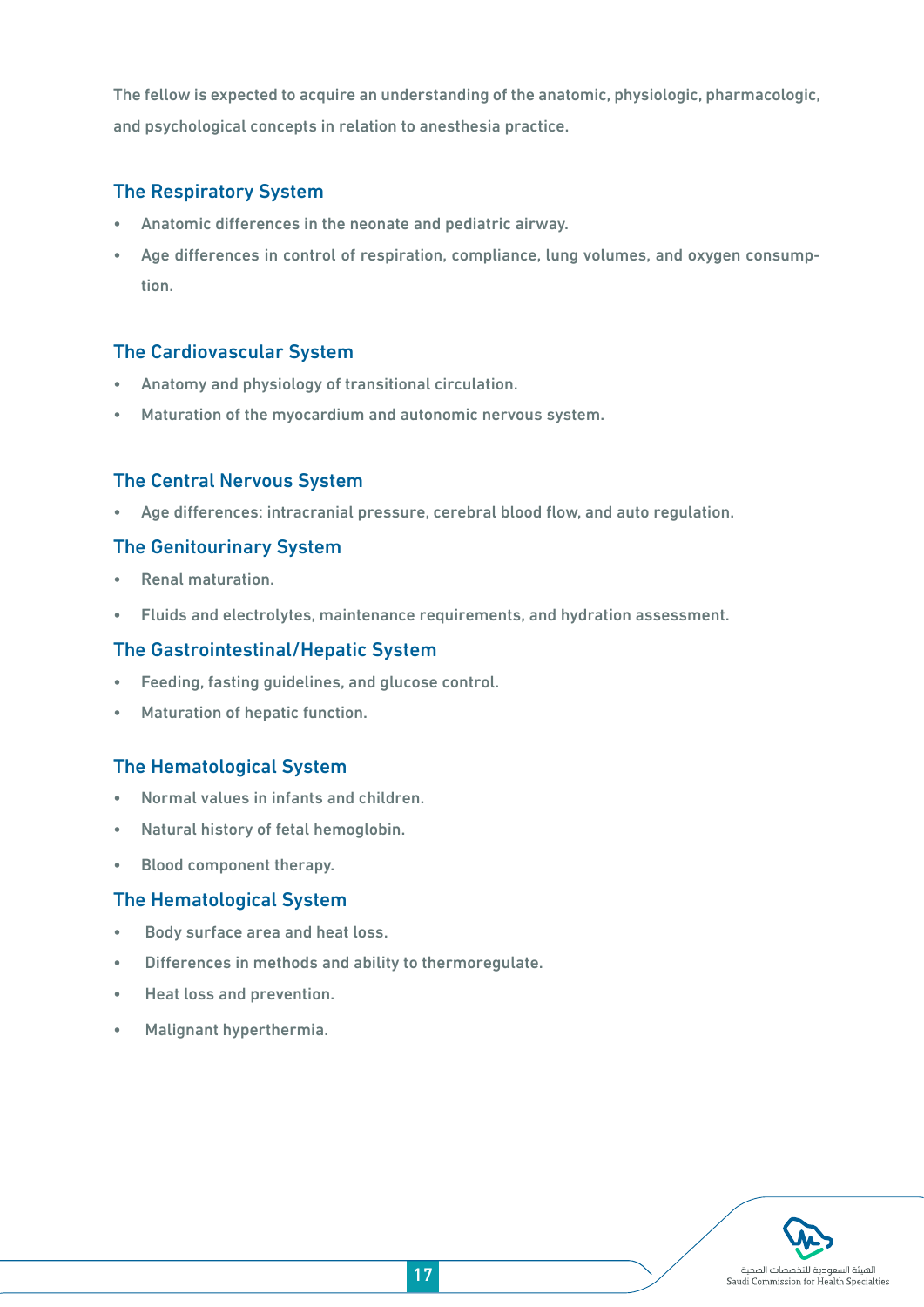The fellow is expected to acquire an understanding of the anatomic, physiologic, pharmacologic, and psychological concepts in relation to anesthesia practice.

### The Respiratory System

- Anatomic differences in the neonate and pediatric airway.
- Age differences in control of respiration, compliance, lung volumes, and oxygen consumption.

### The Cardiovascular System

- Anatomy and physiology of transitional circulation.
- Maturation of the myocardium and autonomic nervous system.

### The Central Nervous System

- Age differences: intracranial pressure, cerebral blood flow, and auto regulation.

### The Genitourinary System

- Renal maturation.
- Fluids and electrolytes, maintenance requirements, and hydration assessment.

### The Gastrointestinal/Hepatic System

- Feeding, fasting guidelines, and glucose control.
- Maturation of hepatic function.

### The Hematological System

- Normal values in infants and children.
- Natural history of fetal hemoglobin.
- Blood component therapy.

### The Hematological System

- Body surface area and heat loss.
- Differences in methods and ability to thermoregulate.
- Heat loss and prevention.
- Malignant hyperthermia.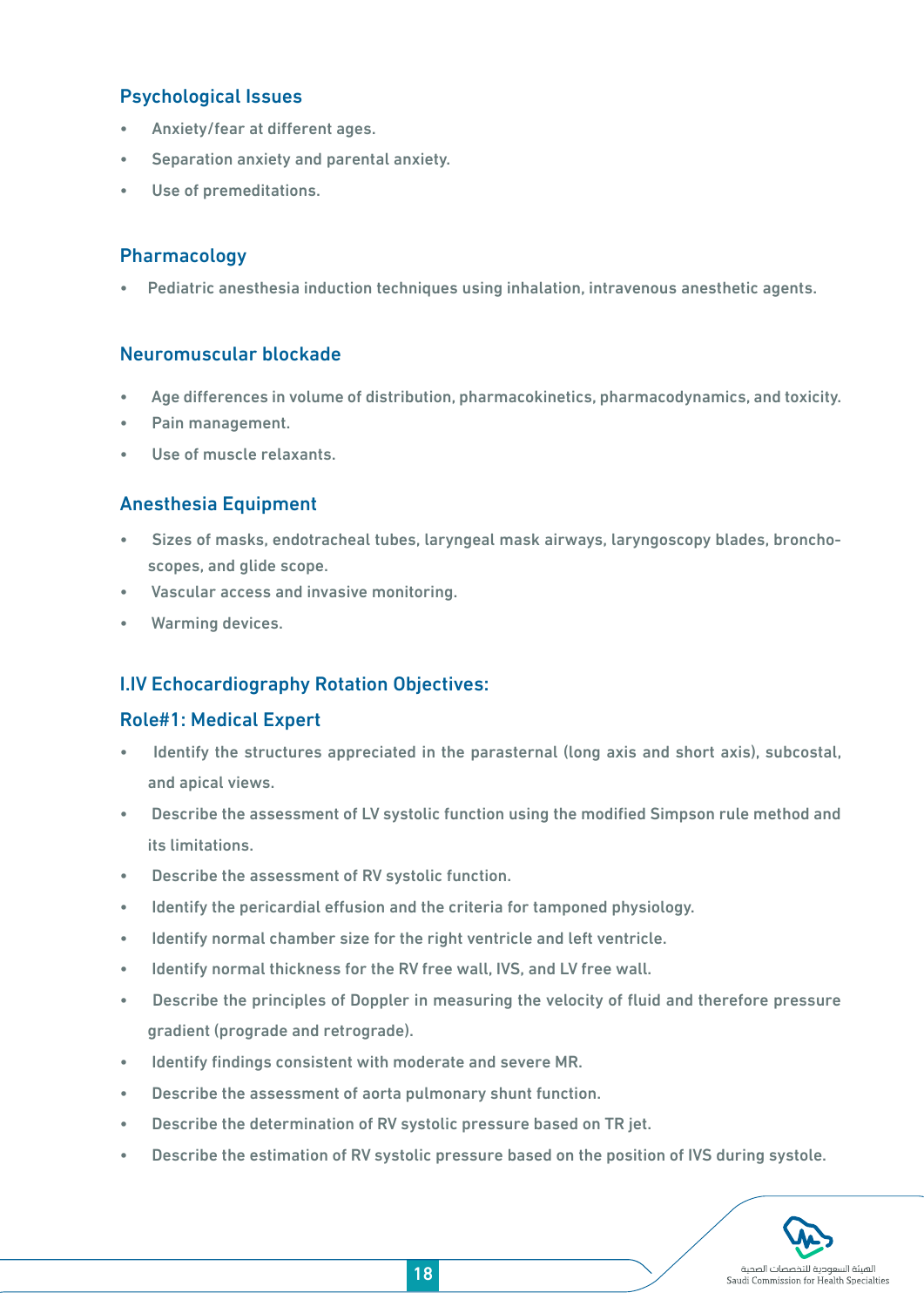### Psychological Issues

- Anxiety/fear at different ages.
- Separation anxiety and parental anxiety.
- Use of premeditations.

### Pharmacology

- Pediatric anesthesia induction techniques using inhalation, intravenous anesthetic agents.

### Neuromuscular blockade

- Age differences in volume of distribution, pharmacokinetics, pharmacodynamics, and toxicity.
- Pain management.
- Use of muscle relaxants.

### Anesthesia Equipment

- Sizes of masks, endotracheal tubes, laryngeal mask airways, laryngoscopy blades, bronchoscopes, and glide scope.
- Vascular access and invasive monitoring.
- Warming devices.

## I.IV Echocardiography Rotation Objectives:

### Role#1: Medical Expert

- Identify the structures appreciated in the parasternal (long axis and short axis), subcostal, and apical views.
- Describe the assessment of LV systolic function using the modified Simpson rule method and its limitations.
- Describe the assessment of RV systolic function.
- Identify the pericardial effusion and the criteria for tamponed physiology.
- Identify normal chamber size for the right ventricle and left ventricle.
- Identify normal thickness for the RV free wall, IVS, and LV free wall.
- Describe the principles of Doppler in measuring the velocity of fluid and therefore pressure gradient (prograde and retrograde).
- Identify findings consistent with moderate and severe MR.
- Describe the assessment of aorta pulmonary shunt function.
- Describe the determination of RV systolic pressure based on TR jet.
- Describe the estimation of RV systolic pressure based on the position of IVS during systole.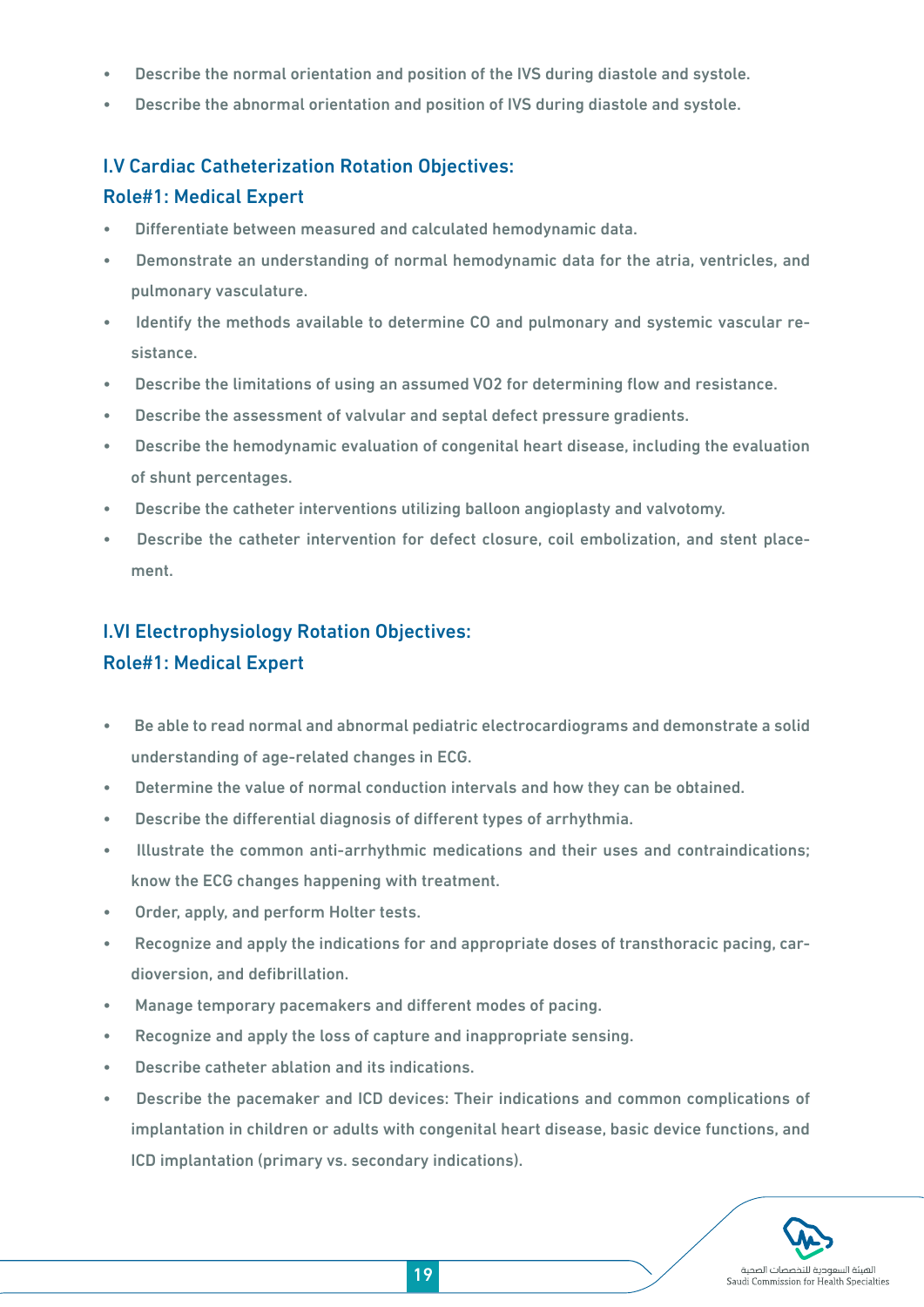- Describe the normal orientation and position of the IVS during diastole and systole.
- Describe the abnormal orientation and position of IVS during diastole and systole.

### I.V Cardiac Catheterization Rotation Objectives:

### Role#1: Medical Expert

- Differentiate between measured and calculated hemodynamic data.
- Demonstrate an understanding of normal hemodynamic data for the atria, ventricles, and pulmonary vasculature.
- Identify the methods available to determine CO and pulmonary and systemic vascular resistance.
- Describe the limitations of using an assumed VO2 for determining flow and resistance.
- Describe the assessment of valvular and septal defect pressure gradients.
- Describe the hemodynamic evaluation of congenital heart disease, including the evaluation of shunt percentages.
- Describe the catheter interventions utilizing balloon angioplasty and valvotomy.
- Describe the catheter intervention for defect closure, coil embolization, and stent placement.

### I.VI Electrophysiology Rotation Objectives:

### Role#1: Medical Expert

- Be able to read normal and abnormal pediatric electrocardiograms and demonstrate a solid understanding of age-related changes in ECG.
- Determine the value of normal conduction intervals and how they can be obtained.
- Describe the differential diagnosis of different types of arrhythmia.
- Illustrate the common anti-arrhythmic medications and their uses and contraindications; know the ECG changes happening with treatment.
- Order, apply, and perform Holter tests.
- Recognize and apply the indications for and appropriate doses of transthoracic pacing, cardioversion, and defibrillation.
- Manage temporary pacemakers and different modes of pacing.
- Recognize and apply the loss of capture and inappropriate sensing.
- Describe catheter ablation and its indications.
- Describe the pacemaker and ICD devices: Their indications and common complications of implantation in children or adults with congenital heart disease, basic device functions, and ICD implantation (primary vs. secondary indications).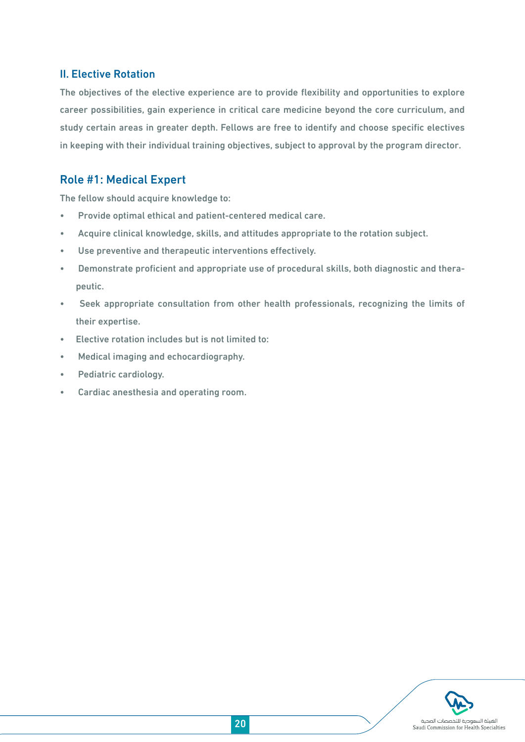## II. Elective Rotation

The objectives of the elective experience are to provide flexibility and opportunities to explore career possibilities, gain experience in critical care medicine beyond the core curriculum, and study certain areas in greater depth. Fellows are free to identify and choose specific electives in keeping with their individual training objectives, subject to approval by the program director.

## Role #1: Medical Expert

The fellow should acquire knowledge to:

- Provide optimal ethical and patient-centered medical care.
- Acquire clinical knowledge, skills, and attitudes appropriate to the rotation subject.
- Use preventive and therapeutic interventions effectively.
- Demonstrate proficient and appropriate use of procedural skills, both diagnostic and therapeutic.
- Seek appropriate consultation from other health professionals, recognizing the limits of their expertise.
- Elective rotation includes but is not limited to:
- Medical imaging and echocardiography.
- Pediatric cardiology.
- Cardiac anesthesia and operating room.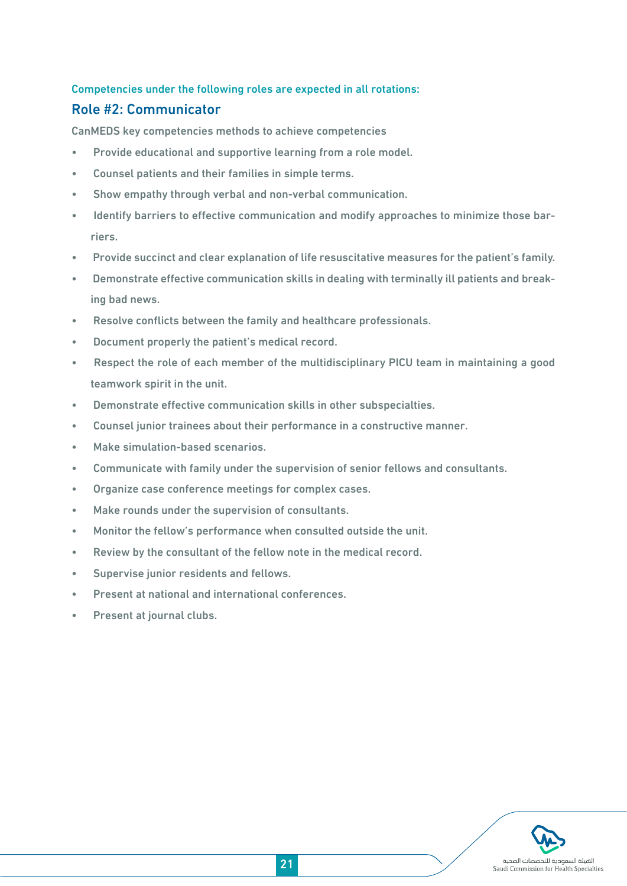Competencies under the following roles are expected in all rotations:

## Role #2: Communicator

CanMEDS key competencies methods to achieve competencies

- Provide educational and supportive learning from a role model.
- Counsel patients and their families in simple terms.
- Show empathy through verbal and non-verbal communication.
- Identify barriers to effective communication and modify approaches to minimize those barriers.
- Provide succinct and clear explanation of life resuscitative measures for the patient's family.
- Demonstrate effective communication skills in dealing with terminally ill patients and breaking bad news.
- Resolve conflicts between the family and healthcare professionals.
- Document properly the patient's medical record.
- Respect the role of each member of the multidisciplinary PICU team in maintaining a good teamwork spirit in the unit.
- Demonstrate effective communication skills in other subspecialties.
- Counsel junior trainees about their performance in a constructive manner.
- Make simulation-based scenarios.
- Communicate with family under the supervision of senior fellows and consultants.
- Organize case conference meetings for complex cases.
- Make rounds under the supervision of consultants.
- Monitor the fellow's performance when consulted outside the unit.
- Review by the consultant of the fellow note in the medical record.
- Supervise junior residents and fellows.
- Present at national and international conferences.
- Present at journal clubs.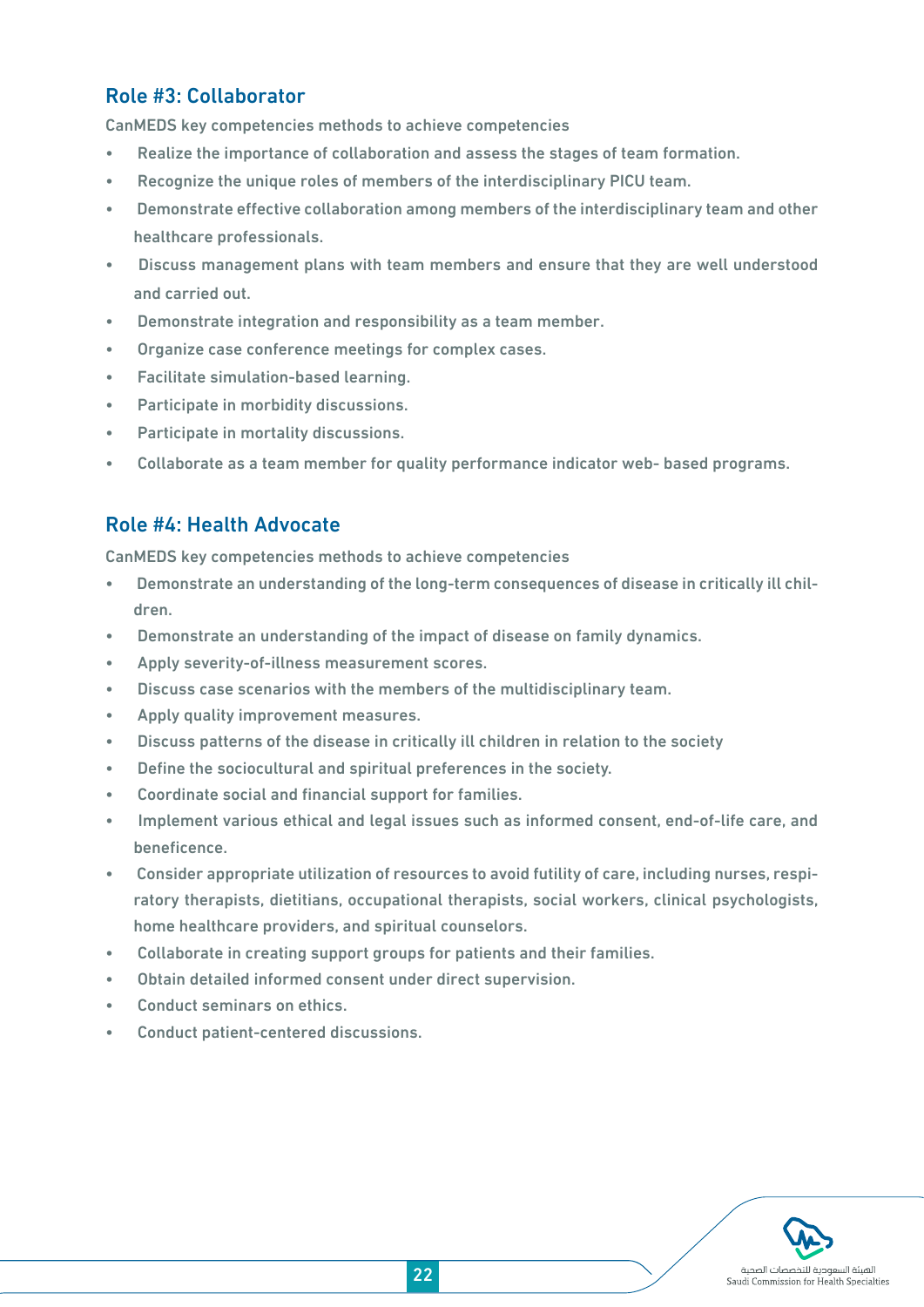## Role #3: Collaborator

CanMEDS key competencies methods to achieve competencies

- Realize the importance of collaboration and assess the stages of team formation.
- Recognize the unique roles of members of the interdisciplinary PICU team.
- Demonstrate effective collaboration among members of the interdisciplinary team and other healthcare professionals.
- Discuss management plans with team members and ensure that they are well understood and carried out.
- Demonstrate integration and responsibility as a team member.
- Organize case conference meetings for complex cases.
- Facilitate simulation-based learning.
- Participate in morbidity discussions.
- Participate in mortality discussions.
- Collaborate as a team member for quality performance indicator web- based programs.

## Role #4: Health Advocate

CanMEDS key competencies methods to achieve competencies

- Demonstrate an understanding of the long-term consequences of disease in critically ill children.
- Demonstrate an understanding of the impact of disease on family dynamics.
- Apply severity-of-illness measurement scores.
- Discuss case scenarios with the members of the multidisciplinary team.
- Apply quality improvement measures.
- Discuss patterns of the disease in critically ill children in relation to the society
- Define the sociocultural and spiritual preferences in the society.
- Coordinate social and financial support for families.
- Implement various ethical and legal issues such as informed consent, end-of-life care, and beneficence.
- Consider appropriate utilization of resources to avoid futility of care, including nurses, respiratory therapists, dietitians, occupational therapists, social workers, clinical psychologists, home healthcare providers, and spiritual counselors.
- Collaborate in creating support groups for patients and their families.
- Obtain detailed informed consent under direct supervision.
- Conduct seminars on ethics.
- Conduct patient-centered discussions.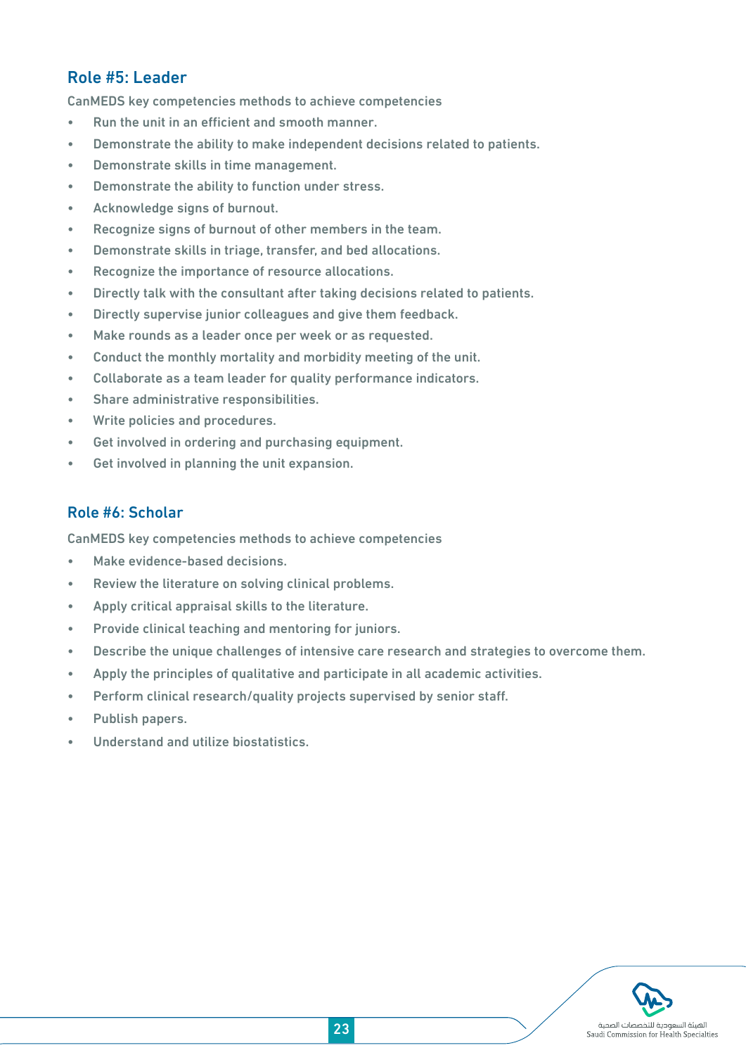## Role #5: Leader

CanMEDS key competencies methods to achieve competencies

- Run the unit in an efficient and smooth manner.
- Demonstrate the ability to make independent decisions related to patients.
- Demonstrate skills in time management.
- Demonstrate the ability to function under stress.
- Acknowledge signs of burnout.
- Recognize signs of burnout of other members in the team.
- Demonstrate skills in triage, transfer, and bed allocations.
- Recognize the importance of resource allocations.
- Directly talk with the consultant after taking decisions related to patients.
- Directly supervise junior colleagues and give them feedback.
- Make rounds as a leader once per week or as requested.
- Conduct the monthly mortality and morbidity meeting of the unit.
- Collaborate as a team leader for quality performance indicators.
- Share administrative responsibilities.
- Write policies and procedures.
- Get involved in ordering and purchasing equipment.
- Get involved in planning the unit expansion.

## Role #6: Scholar

CanMEDS key competencies methods to achieve competencies

- Make evidence-based decisions.
- Review the literature on solving clinical problems.
- Apply critical appraisal skills to the literature.
- Provide clinical teaching and mentoring for juniors.
- Describe the unique challenges of intensive care research and strategies to overcome them.
- Apply the principles of qualitative and participate in all academic activities.
- Perform clinical research/quality projects supervised by senior staff.
- Publish papers.
- Understand and utilize biostatistics.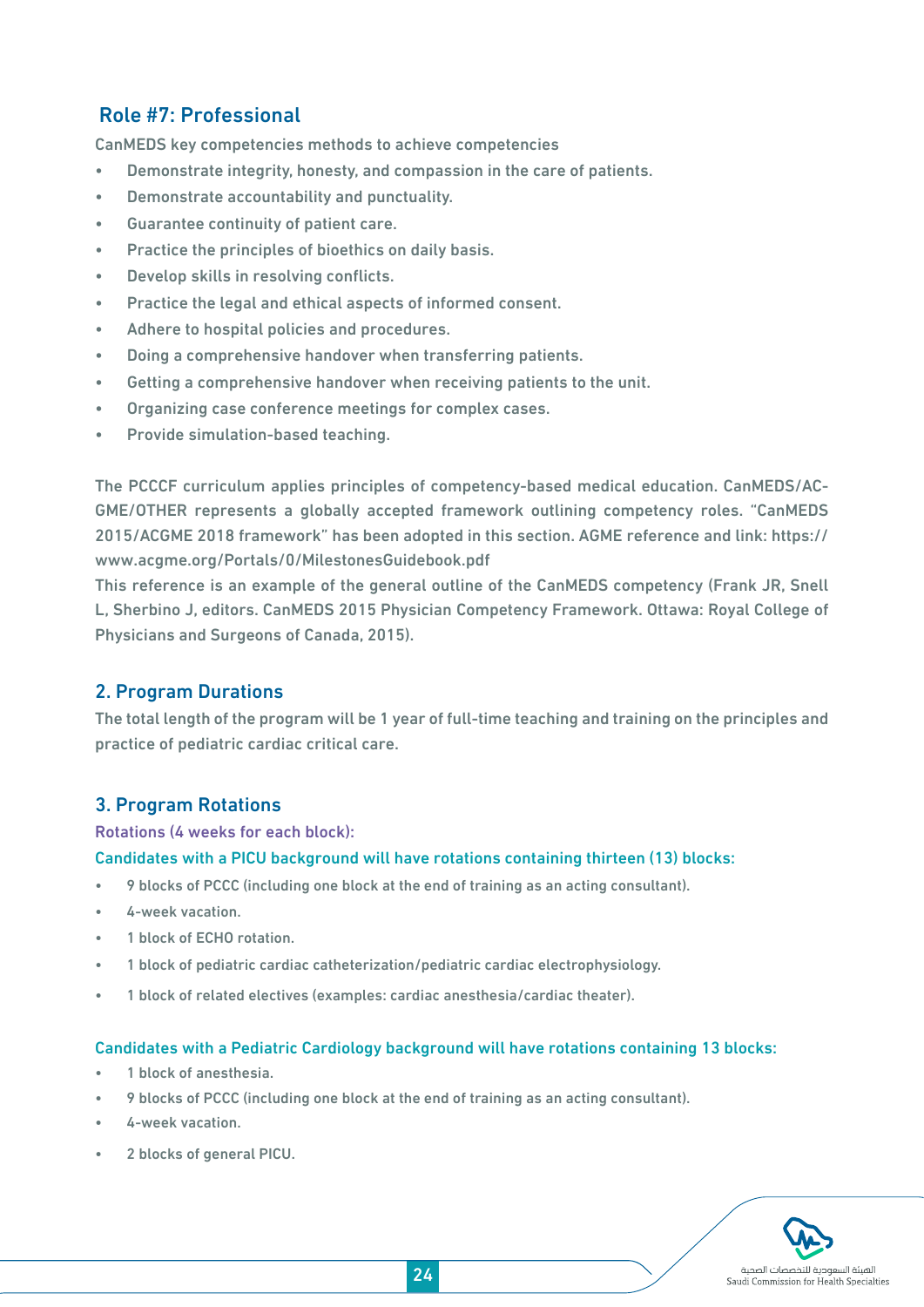## Role #7: Professional

CanMEDS key competencies methods to achieve competencies

- Demonstrate integrity, honesty, and compassion in the care of patients.
- Demonstrate accountability and punctuality.
- Guarantee continuity of patient care.
- Practice the principles of bioethics on daily basis.
- Develop skills in resolving conflicts.
- Practice the legal and ethical aspects of informed consent.
- Adhere to hospital policies and procedures.
- Doing a comprehensive handover when transferring patients.
- Getting a comprehensive handover when receiving patients to the unit.
- Organizing case conference meetings for complex cases.
- Provide simulation-based teaching.

The PCCCF curriculum applies principles of competency-based medical education. CanMEDS/ACGME/OTHER represents a globally accepted framework outlining competency roles. "CanMEDS 2015/ACGME 2018 framework" has been adopted in this section. AGME reference and link: https://www.acgme.org/Portals/0/MilestonesGuidebook.pdf

This reference is an example of the general outline of the CanMEDS competency (Frank JR, Snell L, Sherbino J, editors. CanMEDS 2015 Physician Competency Framework. Ottawa: Royal College of Physicians and Surgeons of Canada, 2015).

## 2. Program Durations

The total length of the program will be 1 year of full-time teaching and training on the principles and practice of pediatric cardiac critical care.

## 3. Program Rotations

Rotations (4 weeks for each block):

Candidates with a PICU background will have rotations containing thirteen (13) blocks:

- 9 blocks of PCCC (including one block at the end of training as an acting consultant).
- 4-week vacation.
- 1 block of ECHO rotation.
- 1 block of pediatric cardiac catheterization/pediatric cardiac electrophysiology.
- 1 block of related electives (examples: cardiac anesthesia/cardiac theater).

Candidates with a Pediatric Cardiology background will have rotations containing 13 blocks:

- 1 block of anesthesia.
- 9 blocks of PCCC (including one block at the end of training as an acting consultant).
- 4-week vacation.
- 2 blocks of general PICU.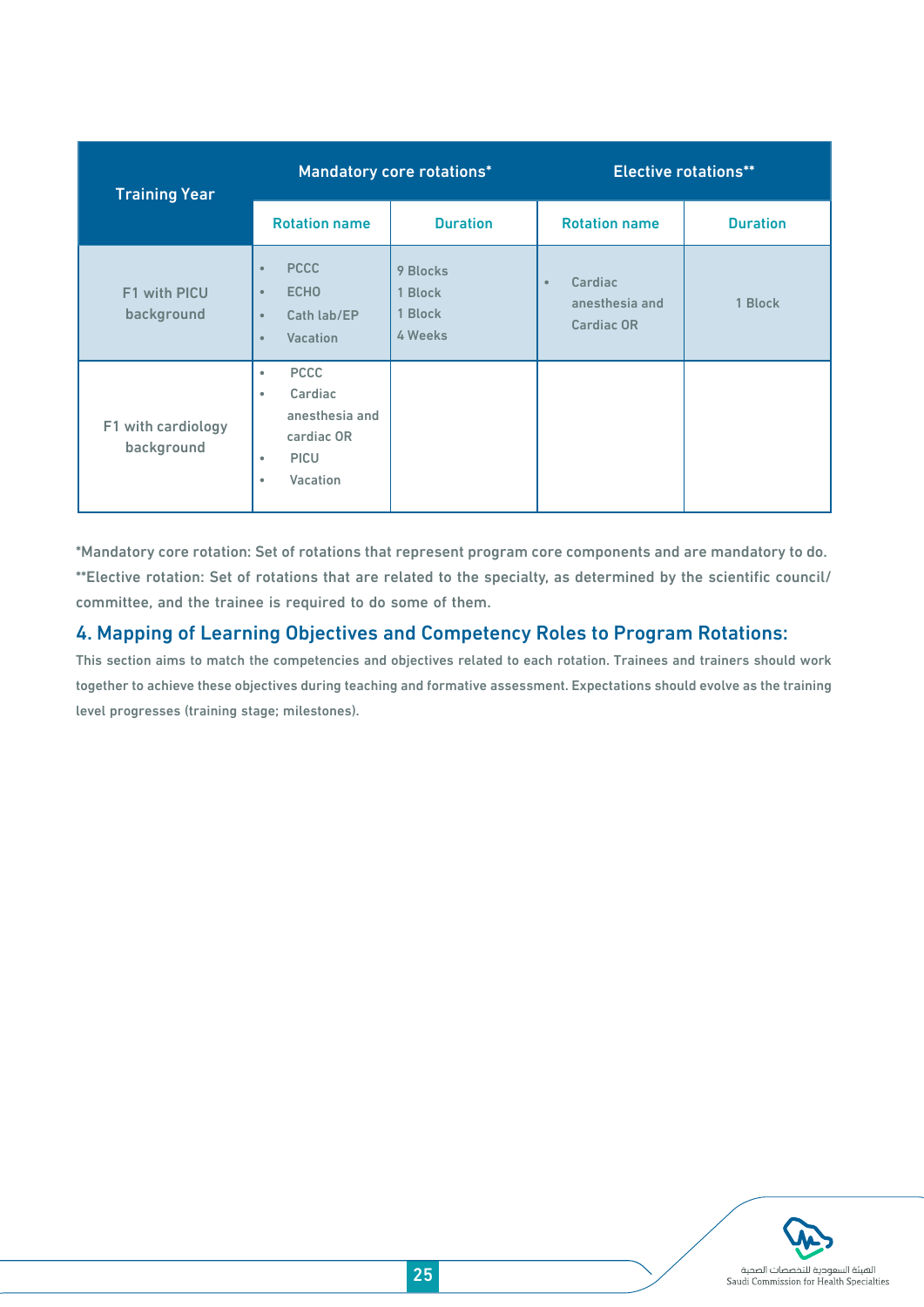| Training Year | Mandatory core rotations* | | Elective rotations** | |
|---|---|---|---|---|
| | Rotation name | Duration | Rotation name | Duration |
| F1 with PICU background | • PCCC<br>• ECHO<br>• Cath lab/EP<br>• Vacation | 9 Blocks<br>1 Block<br>1 Block<br>4 Weeks | • Cardiac anesthesia and Cardiac OR | 1 Block |
| F1 with cardiology background | • PCCC<br>• Cardiac anesthesia and cardiac OR<br>• PICU<br>• Vacation | | | |

*Mandatory core rotation: Set of rotations that represent program core components and are mandatory to do.

**Elective rotation: Set of rotations that are related to the specialty, as determined by the scientific council/committee, and the trainee is required to do some of them.

## 4. Mapping of Learning Objectives and Competency Roles to Program Rotations:

This section aims to match the competencies and objectives related to each rotation. Trainees and trainers should work together to achieve these objectives during teaching and formative assessment. Expectations should evolve as the training level progresses (training stage; milestones).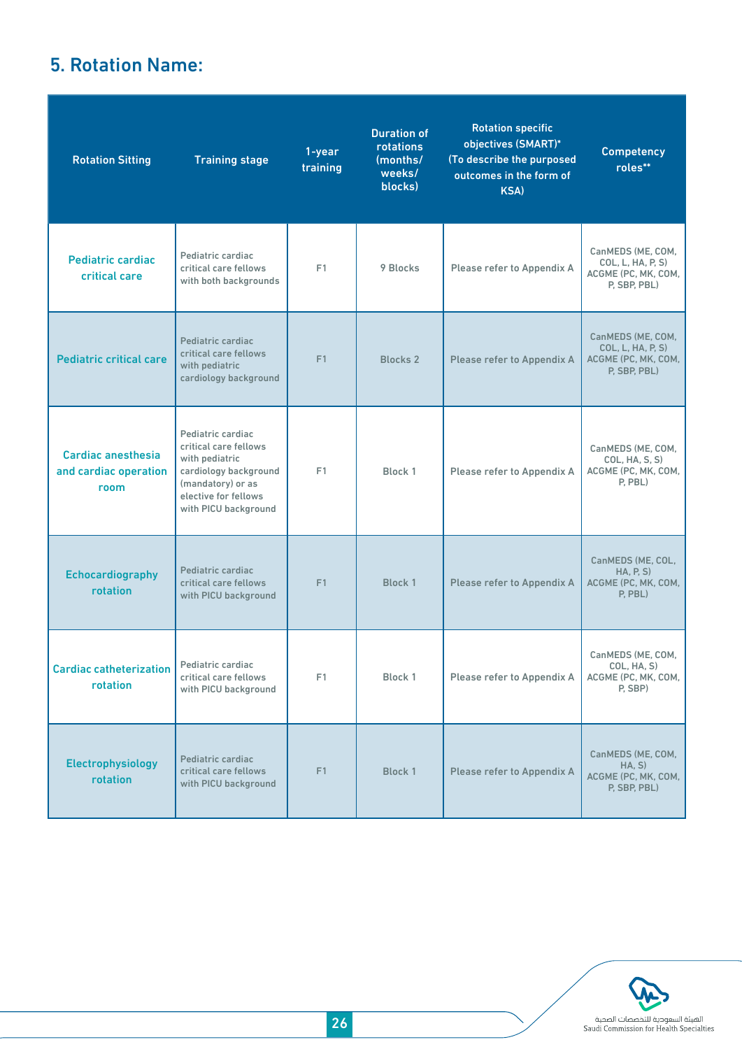## 5. Rotation Name:

| Rotation Sitting | Training stage | 1-year training | Duration of rotations (months/ weeks/ blocks) | Rotation specific objectives (SMART)* (To describe the purposed outcomes in the form of KSA) | Competency roles** |
|---|---|---|---|---|---|
| Pediatric cardiac critical care | Pediatric cardiac critical care fellows with both backgrounds | F1 | 9 Blocks | Please refer to Appendix A | CanMEDS (ME, COM, COL, L, HA, P, S) ACGME (PC, MK, COM, P, SBP, PBL) |
| Pediatric critical care | Pediatric cardiac critical care fellows with pediatric cardiology background | F1 | Blocks 2 | Please refer to Appendix A | CanMEDS (ME, COM, COL, L, HA, P, S) ACGME (PC, MK, COM, P, SBP, PBL) |
| Cardiac anesthesia and cardiac operation room | Pediatric cardiac critical care fellows with pediatric cardiology background (mandatory) or as elective for fellows with PICU background | F1 | Block 1 | Please refer to Appendix A | CanMEDS (ME, COM, COL, HA, S, S) ACGME (PC, MK, COM, P, PBL) |
| Echocardiography rotation | Pediatric cardiac critical care fellows with PICU background | F1 | Block 1 | Please refer to Appendix A | CanMEDS (ME, COL, HA, P, S) ACGME (PC, MK, COM, P, PBL) |
| Cardiac catheterization rotation | Pediatric cardiac critical care fellows with PICU background | F1 | Block 1 | Please refer to Appendix A | CanMEDS (ME, COM, COL, HA, S) ACGME (PC, MK, COM, P, SBP) |
| Electrophysiology rotation | Pediatric cardiac critical care fellows with PICU background | F1 | Block 1 | Please refer to Appendix A | CanMEDS (ME, COM, HA, S) ACGME (PC, MK, COM, P, SBP, PBL) |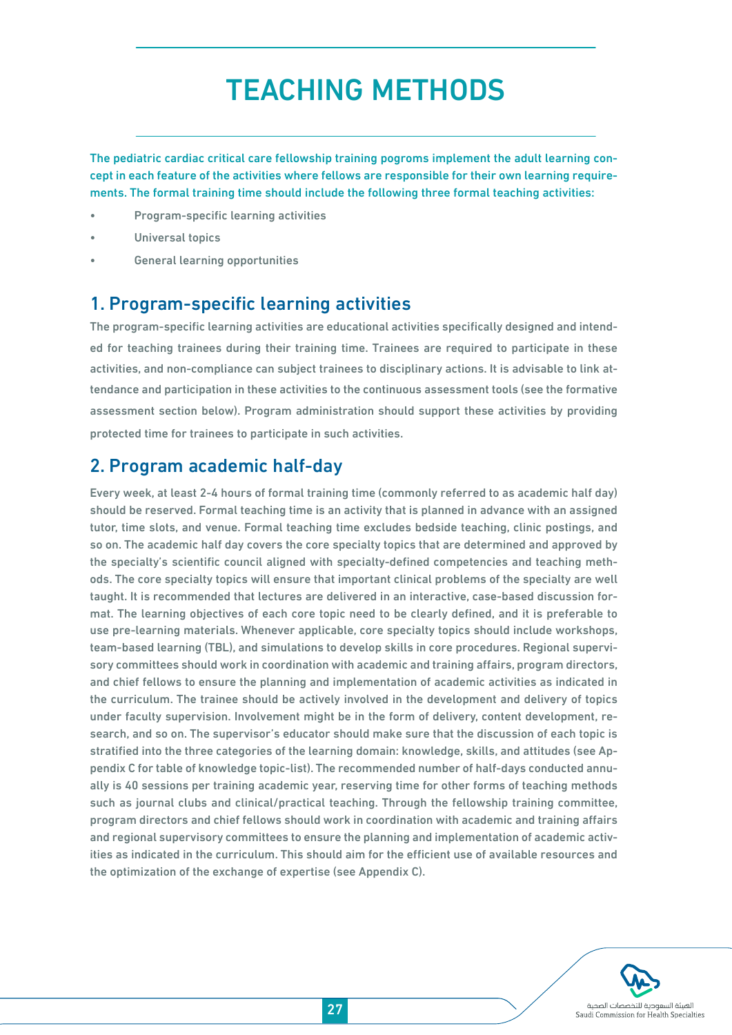# TEACHING METHODS

The pediatric cardiac critical care fellowship training pogroms implement the adult learning concept in each feature of the activities where fellows are responsible for their own learning requirements. The formal training time should include the following three formal teaching activities:

- Program-specific learning activities
- Universal topics
- General learning opportunities

## 1. Program-specific learning activities

The program-specific learning activities are educational activities specifically designed and intended for teaching trainees during their training time. Trainees are required to participate in these activities, and non-compliance can subject trainees to disciplinary actions. It is advisable to link attendance and participation in these activities to the continuous assessment tools (see the formative assessment section below). Program administration should support these activities by providing protected time for trainees to participate in such activities.

## 2. Program academic half-day

Every week, at least 2-4 hours of formal training time (commonly referred to as academic half day) should be reserved. Formal teaching time is an activity that is planned in advance with an assigned tutor, time slots, and venue. Formal teaching time excludes bedside teaching, clinic postings, and so on. The academic half day covers the core specialty topics that are determined and approved by the specialty's scientific council aligned with specialty-defined competencies and teaching methods. The core specialty topics will ensure that important clinical problems of the specialty are well taught. It is recommended that lectures are delivered in an interactive, case-based discussion format. The learning objectives of each core topic need to be clearly defined, and it is preferable to use pre-learning materials. Whenever applicable, core specialty topics should include workshops, team-based learning (TBL), and simulations to develop skills in core procedures. Regional supervisory committees should work in coordination with academic and training affairs, program directors, and chief fellows to ensure the planning and implementation of academic activities as indicated in the curriculum. The trainee should be actively involved in the development and delivery of topics under faculty supervision. Involvement might be in the form of delivery, content development, research, and so on. The supervisor's educator should make sure that the discussion of each topic is stratified into the three categories of the learning domain: knowledge, skills, and attitudes (see Appendix C for table of knowledge topic-list). The recommended number of half-days conducted annually is 40 sessions per training academic year, reserving time for other forms of teaching methods such as journal clubs and clinical/practical teaching. Through the fellowship training committee, program directors and chief fellows should work in coordination with academic and training affairs and regional supervisory committees to ensure the planning and implementation of academic activities as indicated in the curriculum. This should aim for the efficient use of available resources and the optimization of the exchange of expertise (see Appendix C).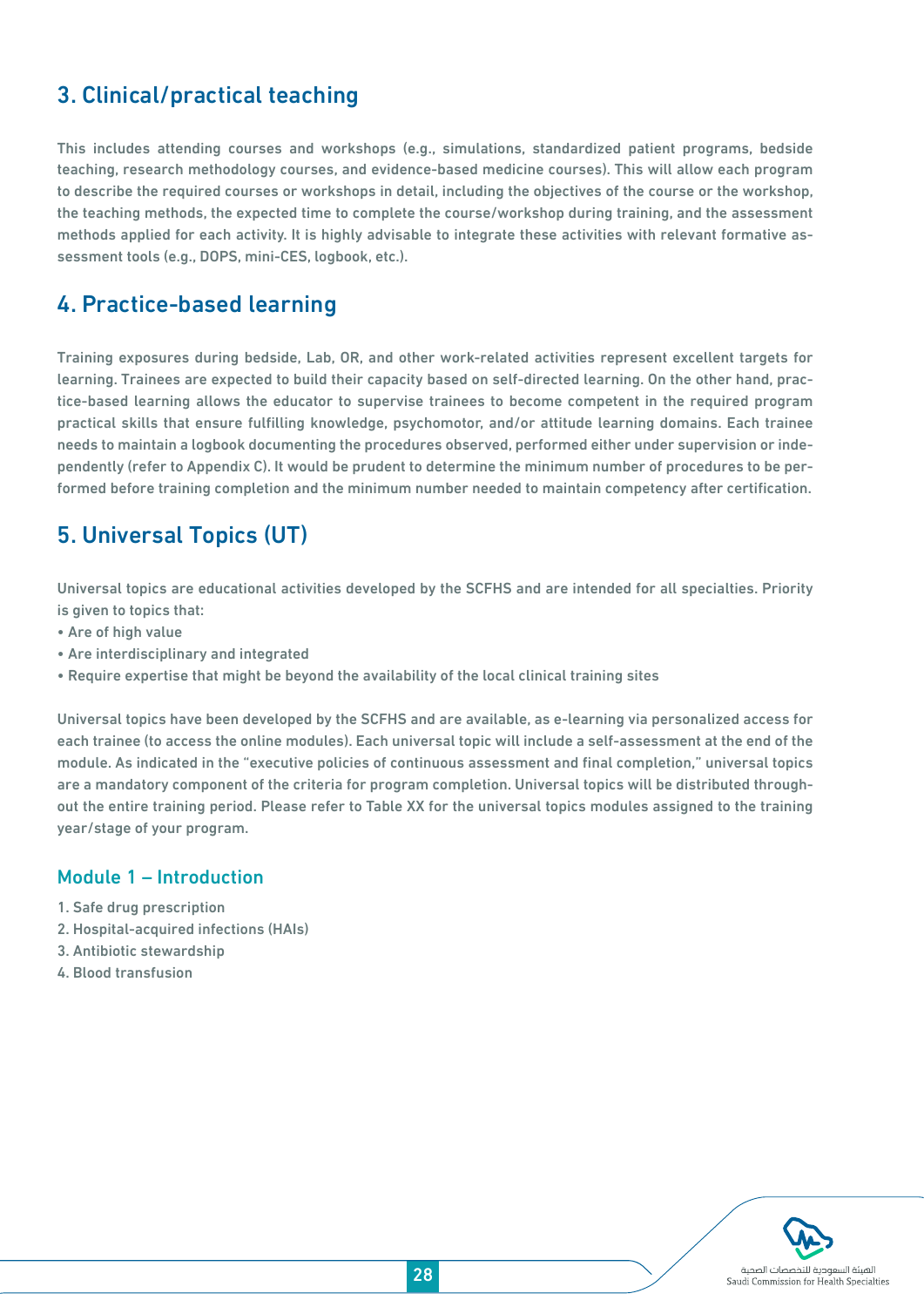## 3. Clinical/practical teaching

This includes attending courses and workshops (e.g., simulations, standardized patient programs, bedside teaching, research methodology courses, and evidence-based medicine courses). This will allow each program to describe the required courses or workshops in detail, including the objectives of the course or the workshop, the teaching methods, the expected time to complete the course/workshop during training, and the assessment methods applied for each activity. It is highly advisable to integrate these activities with relevant formative assessment tools (e.g., DOPS, mini-CES, logbook, etc.).

## 4. Practice-based learning

Training exposures during bedside, Lab, OR, and other work-related activities represent excellent targets for learning. Trainees are expected to build their capacity based on self-directed learning. On the other hand, practice-based learning allows the educator to supervise trainees to become competent in the required program practical skills that ensure fulfilling knowledge, psychomotor, and/or attitude learning domains. Each trainee needs to maintain a logbook documenting the procedures observed, performed either under supervision or independently (refer to Appendix C). It would be prudent to determine the minimum number of procedures to be performed before training completion and the minimum number needed to maintain competency after certification.

## 5. Universal Topics (UT)

Universal topics are educational activities developed by the SCFHS and are intended for all specialties. Priority is given to topics that:

- Are of high value
- Are interdisciplinary and integrated
- Require expertise that might be beyond the availability of the local clinical training sites

Universal topics have been developed by the SCFHS and are available, as e-learning via personalized access for each trainee (to access the online modules). Each universal topic will include a self-assessment at the end of the module. As indicated in the "executive policies of continuous assessment and final completion," universal topics are a mandatory component of the criteria for program completion. Universal topics will be distributed throughout the entire training period. Please refer to Table XX for the universal topics modules assigned to the training year/stage of your program.

### Module 1 – Introduction

1. Safe drug prescription
2. Hospital-acquired infections (HAIs)
3. Antibiotic stewardship
4. Blood transfusion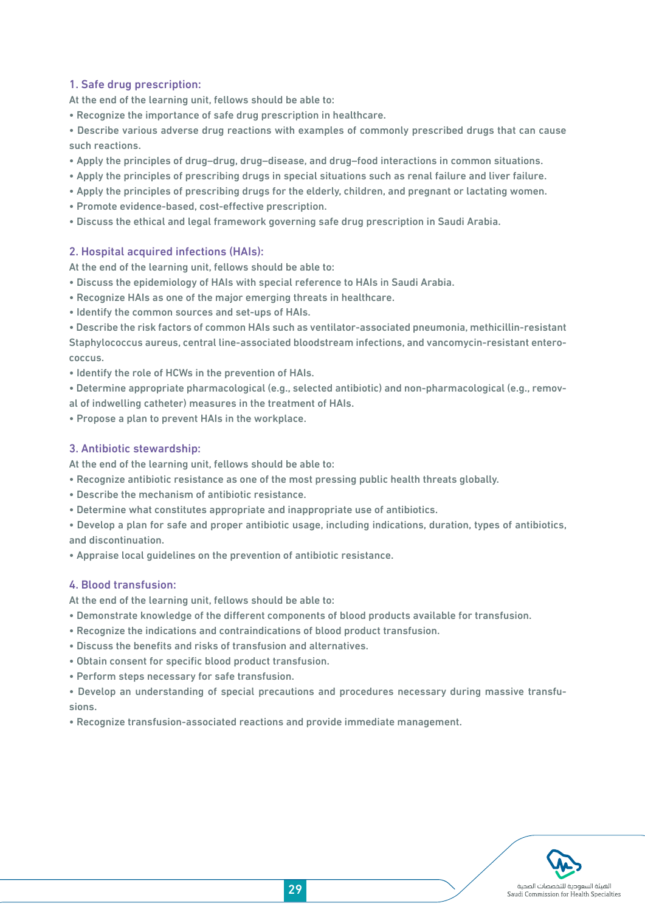### 1. Safe drug prescription:

At the end of the learning unit, fellows should be able to:

- Recognize the importance of safe drug prescription in healthcare.
- Describe various adverse drug reactions with examples of commonly prescribed drugs that can cause such reactions.
- Apply the principles of drug–drug, drug–disease, and drug–food interactions in common situations.
- Apply the principles of prescribing drugs in special situations such as renal failure and liver failure.
- Apply the principles of prescribing drugs for the elderly, children, and pregnant or lactating women.
- Promote evidence-based, cost-effective prescription.
- Discuss the ethical and legal framework governing safe drug prescription in Saudi Arabia.

### 2. Hospital acquired infections (HAIs):

At the end of the learning unit, fellows should be able to:

- Discuss the epidemiology of HAIs with special reference to HAIs in Saudi Arabia.
- Recognize HAIs as one of the major emerging threats in healthcare.
- Identify the common sources and set-ups of HAIs.
- Describe the risk factors of common HAIs such as ventilator-associated pneumonia, methicillin-resistant Staphylococcus aureus, central line-associated bloodstream infections, and vancomycin-resistant enterococcus.
- Identify the role of HCWs in the prevention of HAIs.
- Determine appropriate pharmacological (e.g., selected antibiotic) and non-pharmacological (e.g., removal of indwelling catheter) measures in the treatment of HAIs.
- Propose a plan to prevent HAIs in the workplace.

### 3. Antibiotic stewardship:

At the end of the learning unit, fellows should be able to:

- Recognize antibiotic resistance as one of the most pressing public health threats globally.
- Describe the mechanism of antibiotic resistance.
- Determine what constitutes appropriate and inappropriate use of antibiotics.
- Develop a plan for safe and proper antibiotic usage, including indications, duration, types of antibiotics, and discontinuation.
- Appraise local guidelines on the prevention of antibiotic resistance.

### 4. Blood transfusion:

At the end of the learning unit, fellows should be able to:

- Demonstrate knowledge of the different components of blood products available for transfusion.
- Recognize the indications and contraindications of blood product transfusion.
- Discuss the benefits and risks of transfusion and alternatives.
- Obtain consent for specific blood product transfusion.
- Perform steps necessary for safe transfusion.
- Develop an understanding of special precautions and procedures necessary during massive transfusions.
- Recognize transfusion-associated reactions and provide immediate management.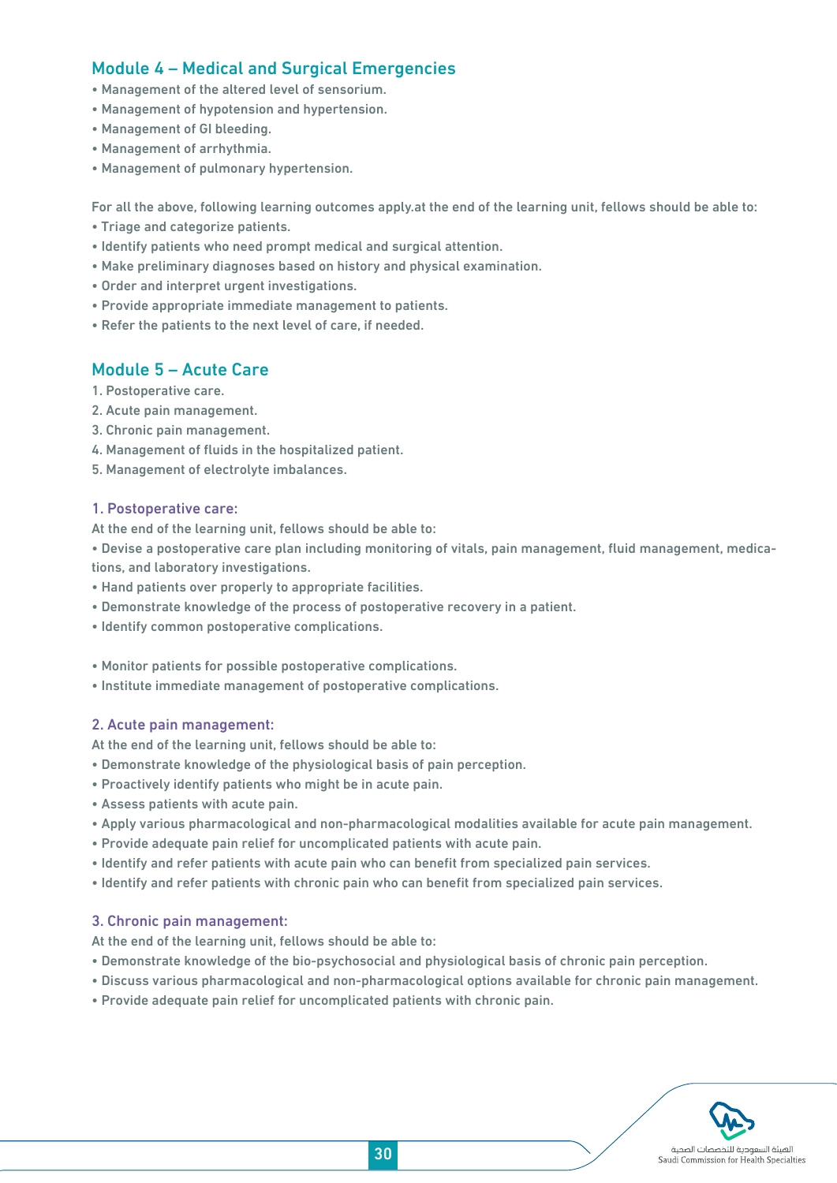## Module 4 – Medical and Surgical Emergencies

- Management of the altered level of sensorium.
- Management of hypotension and hypertension.
- Management of GI bleeding.
- Management of arrhythmia.
- Management of pulmonary hypertension.

For all the above, following learning outcomes apply.at the end of the learning unit, fellows should be able to:

- Triage and categorize patients.
- Identify patients who need prompt medical and surgical attention.
- Make preliminary diagnoses based on history and physical examination.
- Order and interpret urgent investigations.
- Provide appropriate immediate management to patients.
- Refer the patients to the next level of care, if needed.

## Module 5 – Acute Care

1. Postoperative care.
2. Acute pain management.
3. Chronic pain management.
4. Management of fluids in the hospitalized patient.
5. Management of electrolyte imbalances.

### 1. Postoperative care:

At the end of the learning unit, fellows should be able to:

- Devise a postoperative care plan including monitoring of vitals, pain management, fluid management, medications, and laboratory investigations.
- Hand patients over properly to appropriate facilities.
- Demonstrate knowledge of the process of postoperative recovery in a patient.
- Identify common postoperative complications.

- Monitor patients for possible postoperative complications.
- Institute immediate management of postoperative complications.

### 2. Acute pain management:

At the end of the learning unit, fellows should be able to:

- Demonstrate knowledge of the physiological basis of pain perception.
- Proactively identify patients who might be in acute pain.
- Assess patients with acute pain.
- Apply various pharmacological and non-pharmacological modalities available for acute pain management.
- Provide adequate pain relief for uncomplicated patients with acute pain.
- Identify and refer patients with acute pain who can benefit from specialized pain services.
- Identify and refer patients with chronic pain who can benefit from specialized pain services.

### 3. Chronic pain management:

At the end of the learning unit, fellows should be able to:

- Demonstrate knowledge of the bio-psychosocial and physiological basis of chronic pain perception.
- Discuss various pharmacological and non-pharmacological options available for chronic pain management.
- Provide adequate pain relief for uncomplicated patients with chronic pain.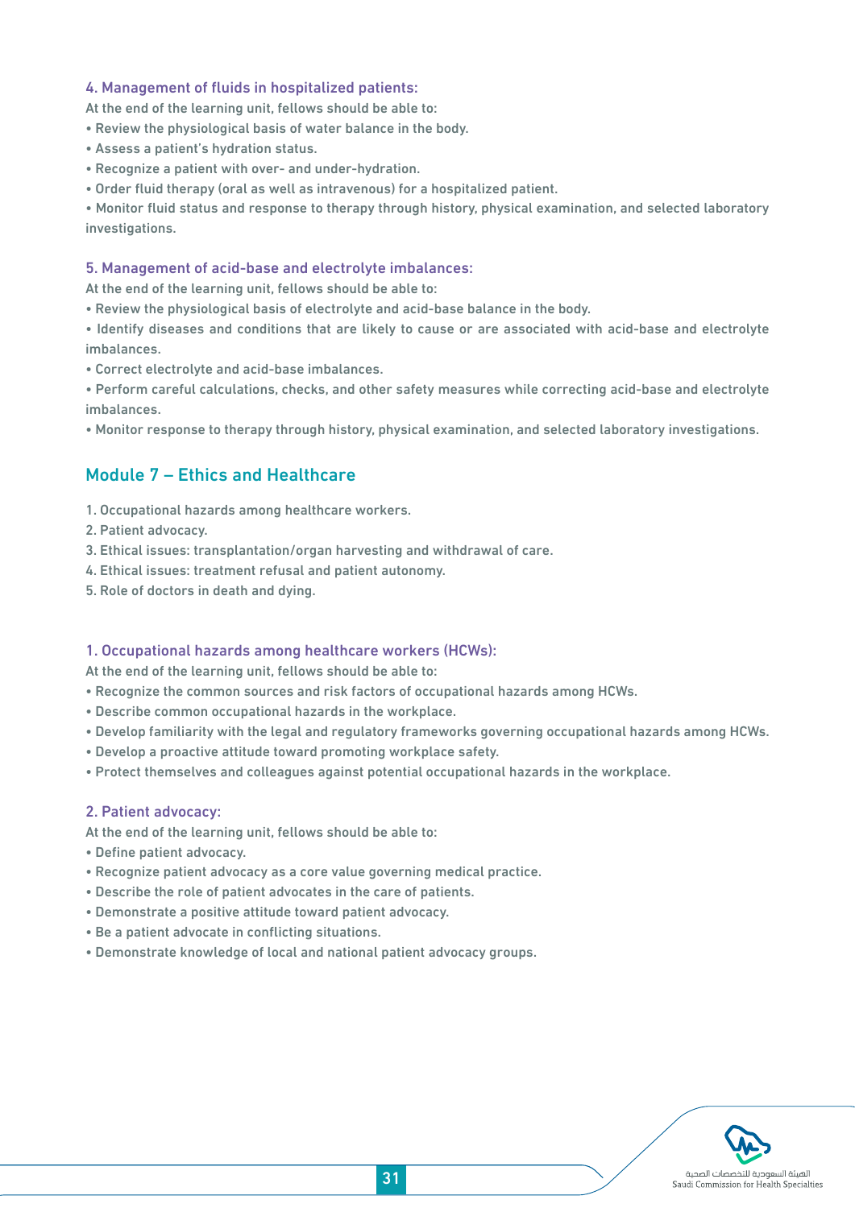### 4. Management of fluids in hospitalized patients:

At the end of the learning unit, fellows should be able to:

- Review the physiological basis of water balance in the body.
- Assess a patient's hydration status.
- Recognize a patient with over- and under-hydration.
- Order fluid therapy (oral as well as intravenous) for a hospitalized patient.
- Monitor fluid status and response to therapy through history, physical examination, and selected laboratory investigations.

### 5. Management of acid-base and electrolyte imbalances:

At the end of the learning unit, fellows should be able to:

- Review the physiological basis of electrolyte and acid-base balance in the body.
- Identify diseases and conditions that are likely to cause or are associated with acid-base and electrolyte imbalances.
- Correct electrolyte and acid-base imbalances.
- Perform careful calculations, checks, and other safety measures while correcting acid-base and electrolyte imbalances.
- Monitor response to therapy through history, physical examination, and selected laboratory investigations.

## Module 7 – Ethics and Healthcare

1. Occupational hazards among healthcare workers.
2. Patient advocacy.
3. Ethical issues: transplantation/organ harvesting and withdrawal of care.
4. Ethical issues: treatment refusal and patient autonomy.
5. Role of doctors in death and dying.

### 1. Occupational hazards among healthcare workers (HCWs):

At the end of the learning unit, fellows should be able to:

- Recognize the common sources and risk factors of occupational hazards among HCWs.
- Describe common occupational hazards in the workplace.
- Develop familiarity with the legal and regulatory frameworks governing occupational hazards among HCWs.
- Develop a proactive attitude toward promoting workplace safety.
- Protect themselves and colleagues against potential occupational hazards in the workplace.

### 2. Patient advocacy:

At the end of the learning unit, fellows should be able to:

- Define patient advocacy.
- Recognize patient advocacy as a core value governing medical practice.
- Describe the role of patient advocates in the care of patients.
- Demonstrate a positive attitude toward patient advocacy.
- Be a patient advocate in conflicting situations.
- Demonstrate knowledge of local and national patient advocacy groups.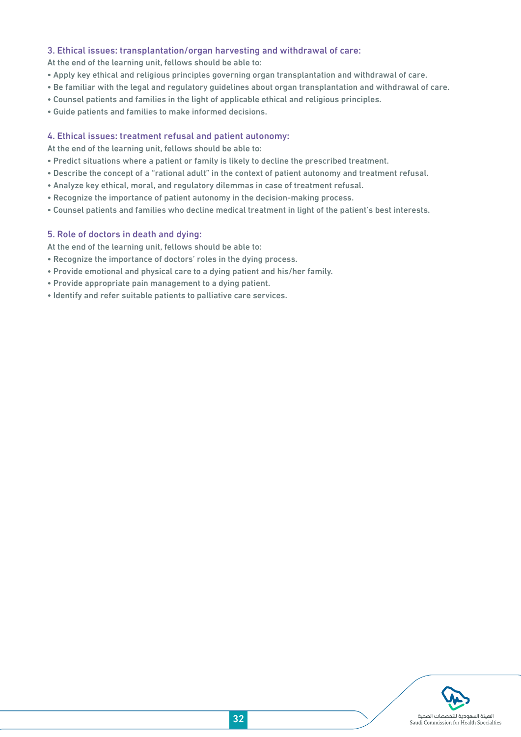### 3. Ethical issues: transplantation/organ harvesting and withdrawal of care:

At the end of the learning unit, fellows should be able to:

- Apply key ethical and religious principles governing organ transplantation and withdrawal of care.
- Be familiar with the legal and regulatory guidelines about organ transplantation and withdrawal of care.
- Counsel patients and families in the light of applicable ethical and religious principles.
- Guide patients and families to make informed decisions.

### 4. Ethical issues: treatment refusal and patient autonomy:

At the end of the learning unit, fellows should be able to:

- Predict situations where a patient or family is likely to decline the prescribed treatment.
- Describe the concept of a "rational adult" in the context of patient autonomy and treatment refusal.
- Analyze key ethical, moral, and regulatory dilemmas in case of treatment refusal.
- Recognize the importance of patient autonomy in the decision-making process.
- Counsel patients and families who decline medical treatment in light of the patient's best interests.

### 5. Role of doctors in death and dying:

At the end of the learning unit, fellows should be able to:

- Recognize the importance of doctors' roles in the dying process.
- Provide emotional and physical care to a dying patient and his/her family.
- Provide appropriate pain management to a dying patient.
- Identify and refer suitable patients to palliative care services.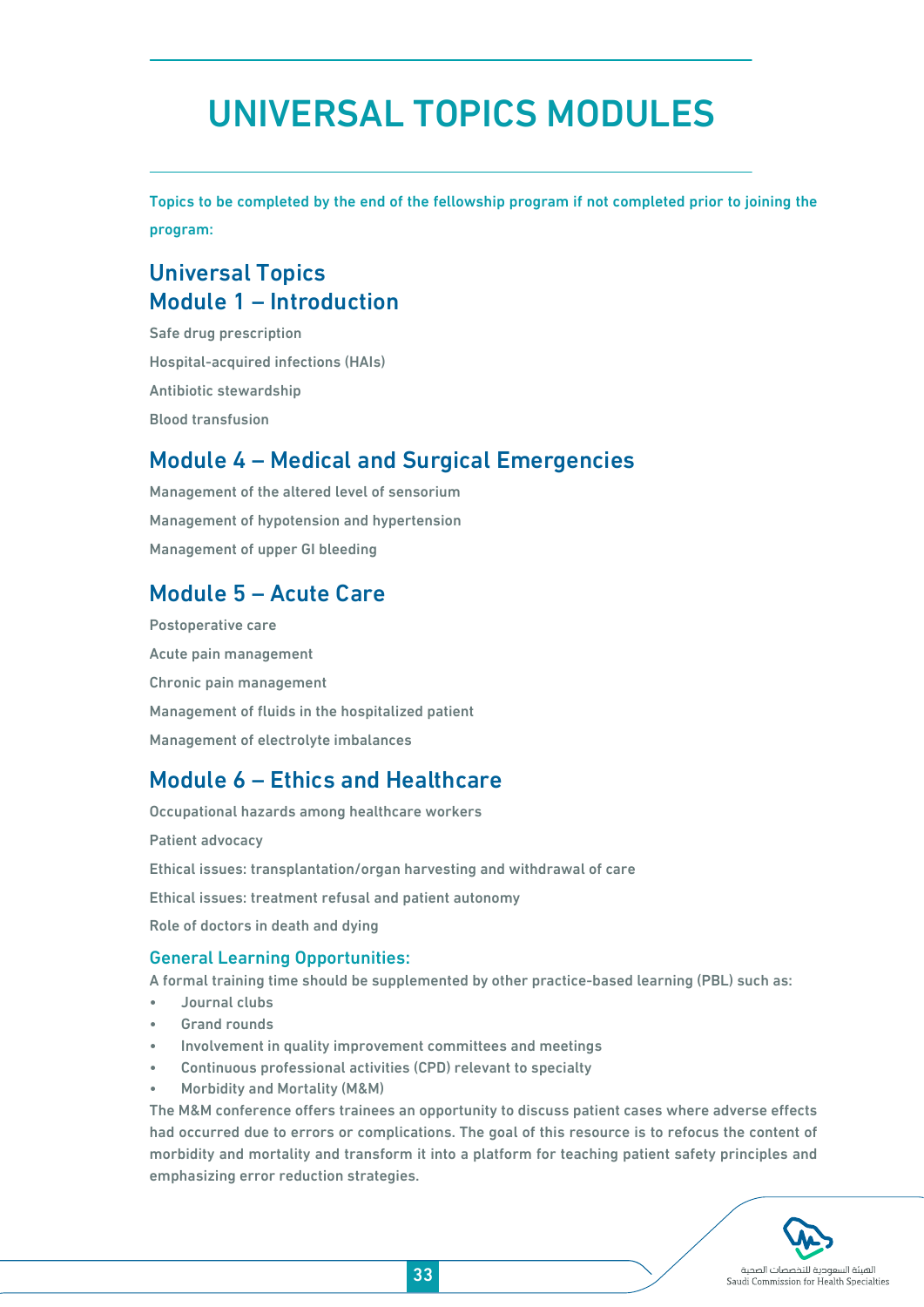# UNIVERSAL TOPICS MODULES

Topics to be completed by the end of the fellowship program if not completed prior to joining the program:

## Universal Topics
## Module 1 – Introduction

Safe drug prescription

Hospital-acquired infections (HAIs)

Antibiotic stewardship

Blood transfusion

## Module 4 – Medical and Surgical Emergencies

Management of the altered level of sensorium

Management of hypotension and hypertension

Management of upper GI bleeding

## Module 5 – Acute Care

Postoperative care

Acute pain management

Chronic pain management

Management of fluids in the hospitalized patient

Management of electrolyte imbalances

## Module 6 – Ethics and Healthcare

Occupational hazards among healthcare workers

Patient advocacy

Ethical issues: transplantation/organ harvesting and withdrawal of care

Ethical issues: treatment refusal and patient autonomy

Role of doctors in death and dying

### General Learning Opportunities:

A formal training time should be supplemented by other practice-based learning (PBL) such as:

- Journal clubs
- Grand rounds
- Involvement in quality improvement committees and meetings
- Continuous professional activities (CPD) relevant to specialty
- Morbidity and Mortality (M&M)

The M&M conference offers trainees an opportunity to discuss patient cases where adverse effects had occurred due to errors or complications. The goal of this resource is to refocus the content of morbidity and mortality and transform it into a platform for teaching patient safety principles and emphasizing error reduction strategies.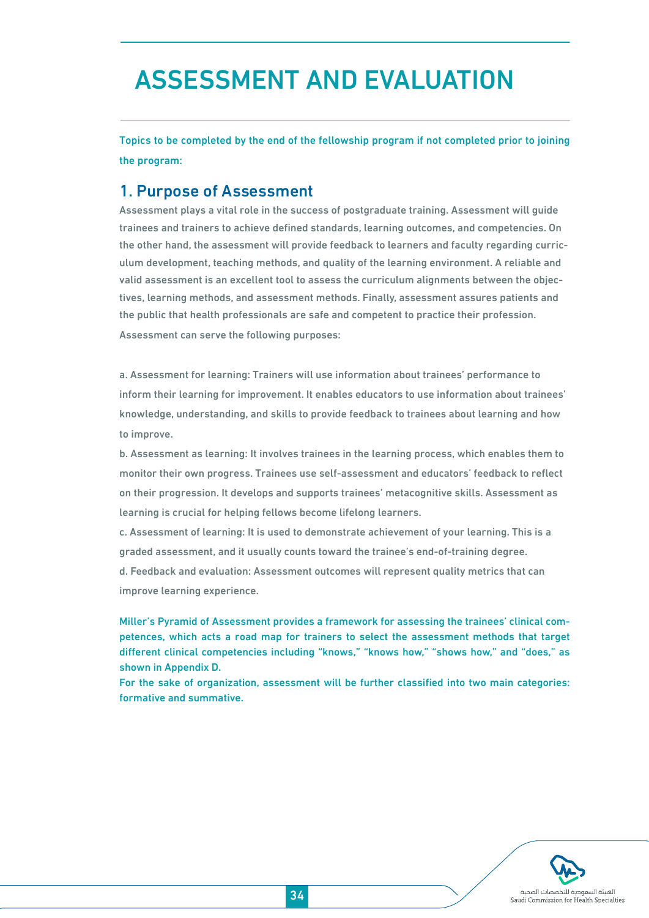# ASSESSMENT AND EVALUATION

Topics to be completed by the end of the fellowship program if not completed prior to joining the program:

## 1. Purpose of Assessment

Assessment plays a vital role in the success of postgraduate training. Assessment will guide trainees and trainers to achieve defined standards, learning outcomes, and competencies. On the other hand, the assessment will provide feedback to learners and faculty regarding curriculum development, teaching methods, and quality of the learning environment. A reliable and valid assessment is an excellent tool to assess the curriculum alignments between the objectives, learning methods, and assessment methods. Finally, assessment assures patients and the public that health professionals are safe and competent to practice their profession.

Assessment can serve the following purposes:

a. Assessment for learning: Trainers will use information about trainees' performance to inform their learning for improvement. It enables educators to use information about trainees' knowledge, understanding, and skills to provide feedback to trainees about learning and how to improve.

b. Assessment as learning: It involves trainees in the learning process, which enables them to monitor their own progress. Trainees use self-assessment and educators' feedback to reflect on their progression. It develops and supports trainees' metacognitive skills. Assessment as learning is crucial for helping fellows become lifelong learners.

c. Assessment of learning: It is used to demonstrate achievement of your learning. This is a graded assessment, and it usually counts toward the trainee's end-of-training degree.

d. Feedback and evaluation: Assessment outcomes will represent quality metrics that can improve learning experience.

Miller's Pyramid of Assessment provides a framework for assessing the trainees' clinical competences, which acts a road map for trainers to select the assessment methods that target different clinical competencies including "knows," "knows how," "shows how," and "does," as shown in Appendix D.

For the sake of organization, assessment will be further classified into two main categories: formative and summative.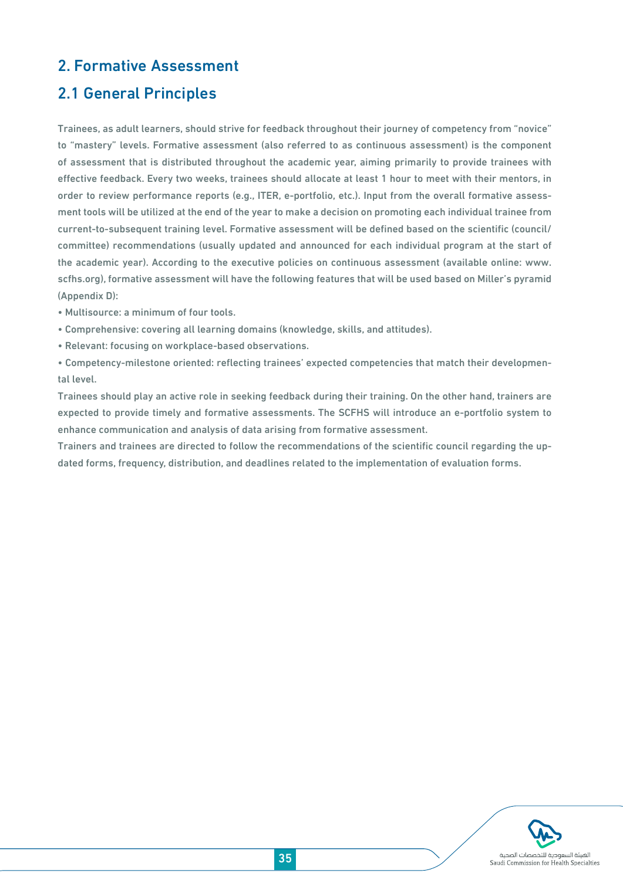# 2. Formative Assessment

## 2.1 General Principles

Trainees, as adult learners, should strive for feedback throughout their journey of competency from "novice" to "mastery" levels. Formative assessment (also referred to as continuous assessment) is the component of assessment that is distributed throughout the academic year, aiming primarily to provide trainees with effective feedback. Every two weeks, trainees should allocate at least 1 hour to meet with their mentors, in order to review performance reports (e.g., ITER, e-portfolio, etc.). Input from the overall formative assessment tools will be utilized at the end of the year to make a decision on promoting each individual trainee from current-to-subsequent training level. Formative assessment will be defined based on the scientific (council/committee) recommendations (usually updated and announced for each individual program at the start of the academic year). According to the executive policies on continuous assessment (available online: www.scfhs.org), formative assessment will have the following features that will be used based on Miller's pyramid (Appendix D):

- Multisource: a minimum of four tools.
- Comprehensive: covering all learning domains (knowledge, skills, and attitudes).
- Relevant: focusing on workplace-based observations.
- Competency-milestone oriented: reflecting trainees' expected competencies that match their developmental level.

Trainees should play an active role in seeking feedback during their training. On the other hand, trainers are expected to provide timely and formative assessments. The SCFHS will introduce an e-portfolio system to enhance communication and analysis of data arising from formative assessment.

Trainers and trainees are directed to follow the recommendations of the scientific council regarding the updated forms, frequency, distribution, and deadlines related to the implementation of evaluation forms.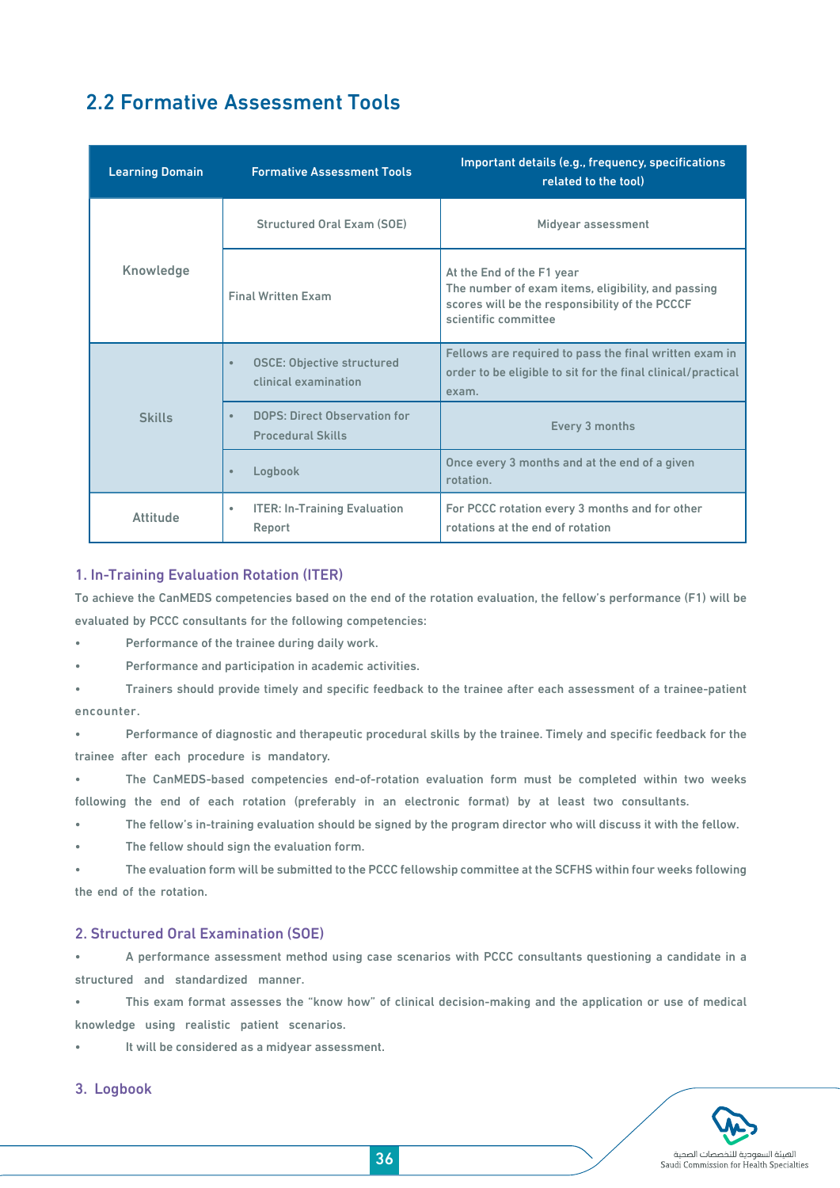## 2.2 Formative Assessment Tools

| Learning Domain | Formative Assessment Tools | Important details (e.g., frequency, specifications related to the tool) |
|---|---|---|
| Knowledge | Structured Oral Exam (SOE) | Midyear assessment |
| | Final Written Exam | At the End of the F1 year<br>The number of exam items, eligibility, and passing scores will be the responsibility of the PCCCF scientific committee |
| Skills | • OSCE: Objective structured clinical examination | Fellows are required to pass the final written exam in order to be eligible to sit for the final clinical/practical exam. |
| | • DOPS: Direct Observation for Procedural Skills | Every 3 months |
| | • Logbook | Once every 3 months and at the end of a given rotation. |
| Attitude | • ITER: In-Training Evaluation Report | For PCCC rotation every 3 months and for other rotations at the end of rotation |

### 1. In-Training Evaluation Rotation (ITER)

To achieve the CanMEDS competencies based on the end of the rotation evaluation, the fellow's performance (F1) will be evaluated by PCCC consultants for the following competencies:

- Performance of the trainee during daily work.
- Performance and participation in academic activities.
- Trainers should provide timely and specific feedback to the trainee after each assessment of a trainee-patient encounter.
- Performance of diagnostic and therapeutic procedural skills by the trainee. Timely and specific feedback for the trainee after each procedure is mandatory.
- The CanMEDS-based competencies end-of-rotation evaluation form must be completed within two weeks following the end of each rotation (preferably in an electronic format) by at least two consultants.
- The fellow's in-training evaluation should be signed by the program director who will discuss it with the fellow.
- The fellow should sign the evaluation form.
- The evaluation form will be submitted to the PCCC fellowship committee at the SCFHS within four weeks following the end of the rotation.

### 2. Structured Oral Examination (SOE)

- A performance assessment method using case scenarios with PCCC consultants questioning a candidate in a structured and standardized manner.
- This exam format assesses the "know how" of clinical decision-making and the application or use of medical knowledge using realistic patient scenarios.
- It will be considered as a midyear assessment.

### 3. Logbook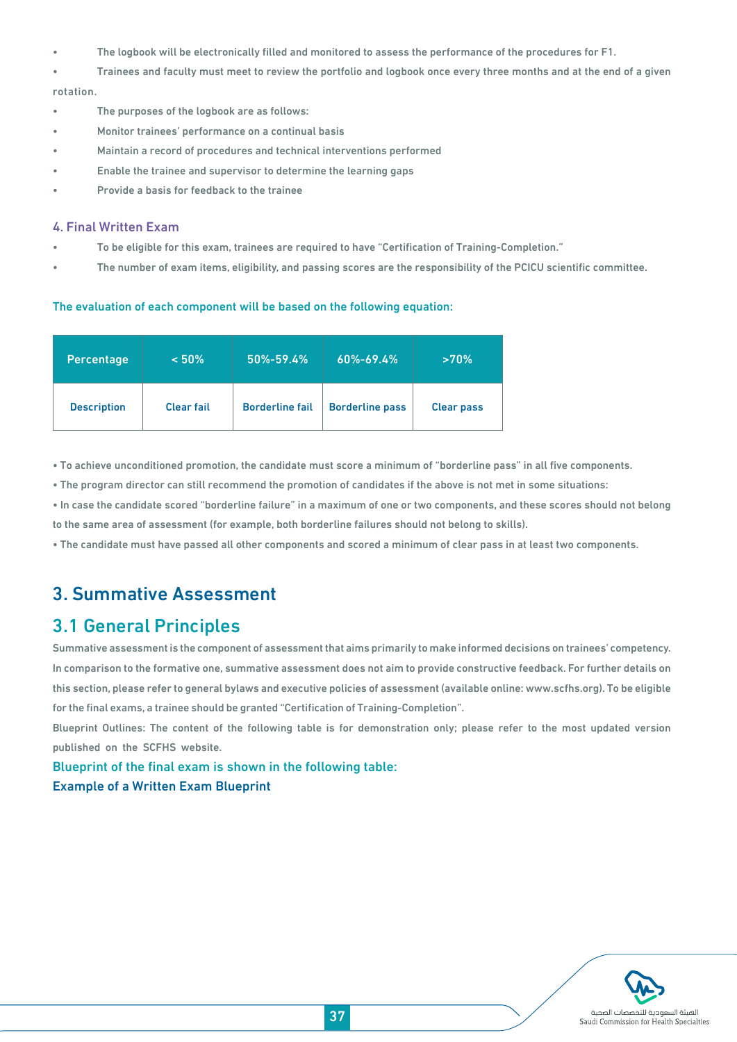- The logbook will be electronically filled and monitored to assess the performance of the procedures for F1.
- Trainees and faculty must meet to review the portfolio and logbook once every three months and at the end of a given rotation.
- The purposes of the logbook are as follows:
- Monitor trainees' performance on a continual basis
- Maintain a record of procedures and technical interventions performed
- Enable the trainee and supervisor to determine the learning gaps
- Provide a basis for feedback to the trainee

### 4. Final Written Exam

- To be eligible for this exam, trainees are required to have "Certification of Training-Completion."
- The number of exam items, eligibility, and passing scores are the responsibility of the PCICU scientific committee.

The evaluation of each component will be based on the following equation:

| Percentage | < 50% | 50%-59.4% | 60%-69.4% | >70% |
|---|---|---|---|---|
| Description | Clear fail | Borderline fail | Borderline pass | Clear pass |

- To achieve unconditioned promotion, the candidate must score a minimum of "borderline pass" in all five components.
- The program director can still recommend the promotion of candidates if the above is not met in some situations:
- In case the candidate scored "borderline failure" in a maximum of one or two components, and these scores should not belong to the same area of assessment (for example, both borderline failures should not belong to skills).
- The candidate must have passed all other components and scored a minimum of clear pass in at least two components.

## 3. Summative Assessment

## 3.1 General Principles

Summative assessment is the component of assessment that aims primarily to make informed decisions on trainees' competency. In comparison to the formative one, summative assessment does not aim to provide constructive feedback. For further details on this section, please refer to general bylaws and executive policies of assessment (available online: www.scfhs.org). To be eligible for the final exams, a trainee should be granted "Certification of Training-Completion".

Blueprint Outlines: The content of the following table is for demonstration only; please refer to the most updated version published on the SCFHS website.

Blueprint of the final exam is shown in the following table:

Example of a Written Exam Blueprint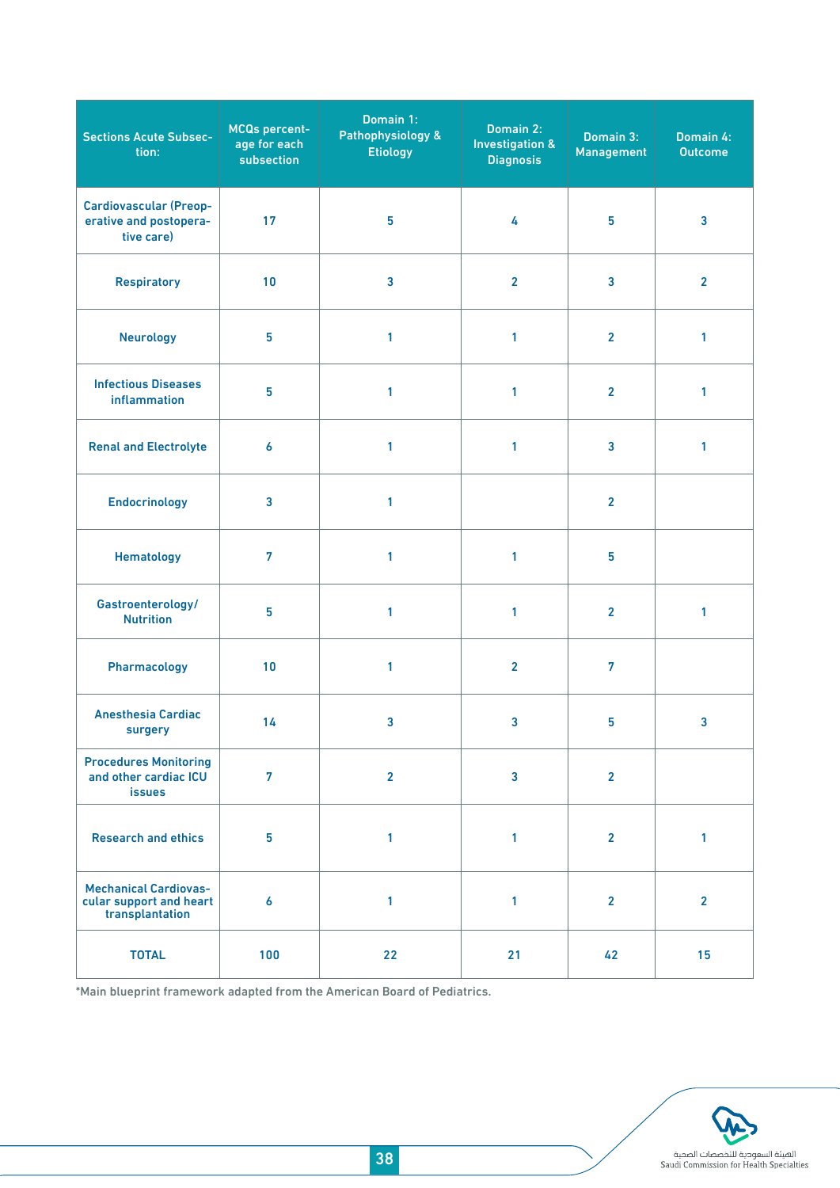| Sections Acute Subsection: | MCQs percentage for each subsection | Domain 1: Pathophysiology & Etiology | Domain 2: Investigation & Diagnosis | Domain 3: Management | Domain 4: Outcome |
|---|---|---|---|---|---|
| Cardiovascular (Preoperative and postoperative care) | 17 | 5 | 4 | 5 | 3 |
| Respiratory | 10 | 3 | 2 | 3 | 2 |
| Neurology | 5 | 1 | 1 | 2 | 1 |
| Infectious Diseases inflammation | 5 | 1 | 1 | 2 | 1 |
| Renal and Electrolyte | 6 | 1 | 1 | 3 | 1 |
| Endocrinology | 3 | 1 | | 2 | |
| Hematology | 7 | 1 | 1 | 5 | |
| Gastroenterology/ Nutrition | 5 | 1 | 1 | 2 | 1 |
| Pharmacology | 10 | 1 | 2 | 7 | |
| Anesthesia Cardiac surgery | 14 | 3 | 3 | 5 | 3 |
| Procedures Monitoring and other cardiac ICU issues | 7 | 2 | 3 | 2 | |
| Research and ethics | 5 | 1 | 1 | 2 | 1 |
| Mechanical Cardiovascular support and heart transplantation | 6 | 1 | 1 | 2 | 2 |
| TOTAL | 100 | 22 | 21 | 42 | 15 |

*Main blueprint framework adapted from the American Board of Pediatrics.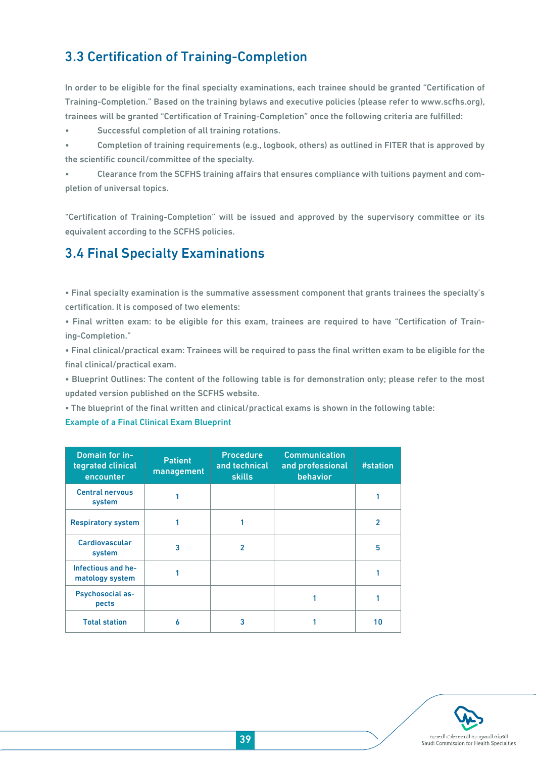## 3.3 Certification of Training-Completion

In order to be eligible for the final specialty examinations, each trainee should be granted "Certification of Training-Completion." Based on the training bylaws and executive policies (please refer to www.scfhs.org), trainees will be granted "Certification of Training-Completion" once the following criteria are fulfilled:

- Successful completion of all training rotations.
- Completion of training requirements (e.g., logbook, others) as outlined in FITER that is approved by the scientific council/committee of the specialty.
- Clearance from the SCFHS training affairs that ensures compliance with tuitions payment and completion of universal topics.

"Certification of Training-Completion" will be issued and approved by the supervisory committee or its equivalent according to the SCFHS policies.

## 3.4 Final Specialty Examinations

- Final specialty examination is the summative assessment component that grants trainees the specialty's certification. It is composed of two elements:
- Final written exam: to be eligible for this exam, trainees are required to have "Certification of Training-Completion."
- Final clinical/practical exam: Trainees will be required to pass the final written exam to be eligible for the final clinical/practical exam.
- Blueprint Outlines: The content of the following table is for demonstration only; please refer to the most updated version published on the SCFHS website.
- The blueprint of the final written and clinical/practical exams is shown in the following table:

Example of a Final Clinical Exam Blueprint

| Domain for integrated clinical encounter | Patient management | Procedure and technical skills | Communication and professional behavior | #station |
|---|---|---|---|---|
| Central nervous system | 1 | | | 1 |
| Respiratory system | 1 | 1 | | 2 |
| Cardiovascular system | 3 | 2 | | 5 |
| Infectious and hematology system | 1 | | | 1 |
| Psychosocial aspects | | | 1 | 1 |
| Total station | 6 | 3 | 1 | 10 |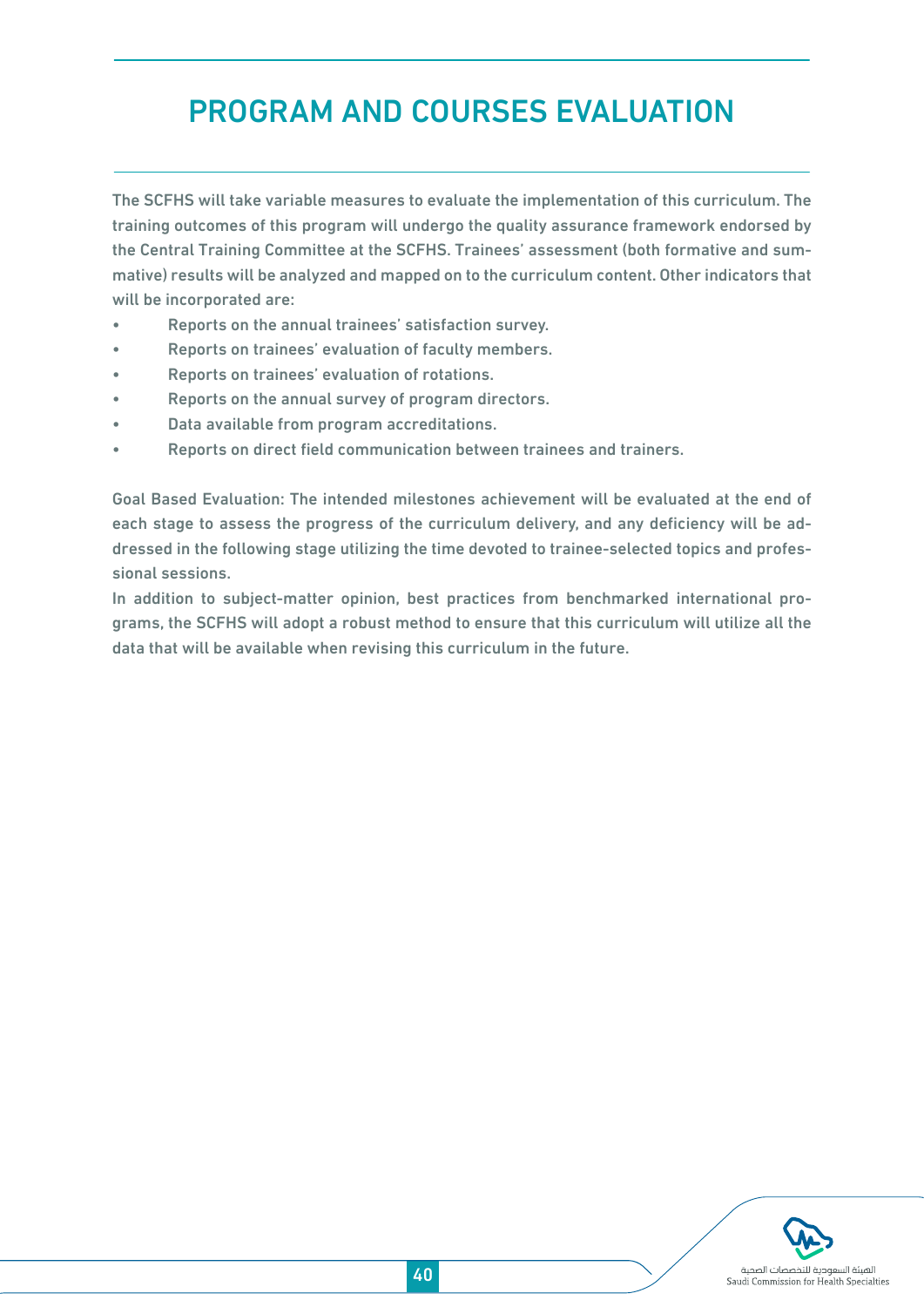# PROGRAM AND COURSES EVALUATION

The SCFHS will take variable measures to evaluate the implementation of this curriculum. The training outcomes of this program will undergo the quality assurance framework endorsed by the Central Training Committee at the SCFHS. Trainees' assessment (both formative and summative) results will be analyzed and mapped on to the curriculum content. Other indicators that will be incorporated are:

- Reports on the annual trainees' satisfaction survey.
- Reports on trainees' evaluation of faculty members.
- Reports on trainees' evaluation of rotations.
- Reports on the annual survey of program directors.
- Data available from program accreditations.
- Reports on direct field communication between trainees and trainers.

Goal Based Evaluation: The intended milestones achievement will be evaluated at the end of each stage to assess the progress of the curriculum delivery, and any deficiency will be addressed in the following stage utilizing the time devoted to trainee-selected topics and professional sessions.

In addition to subject-matter opinion, best practices from benchmarked international programs, the SCFHS will adopt a robust method to ensure that this curriculum will utilize all the data that will be available when revising this curriculum in the future.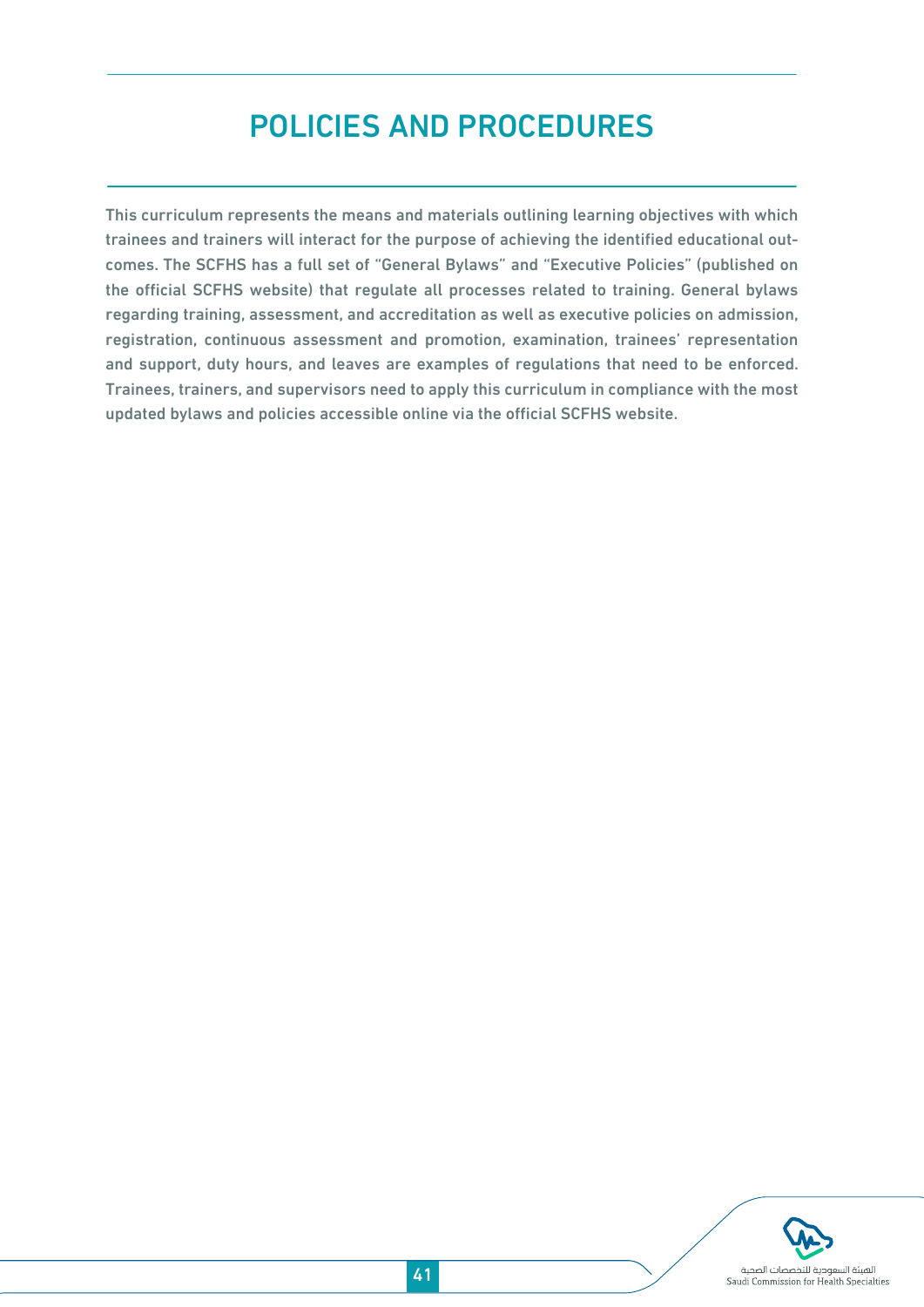# POLICIES AND PROCEDURES

This curriculum represents the means and materials outlining learning objectives with which trainees and trainers will interact for the purpose of achieving the identified educational outcomes. The SCFHS has a full set of "General Bylaws" and "Executive Policies" (published on the official SCFHS website) that regulate all processes related to training. General bylaws regarding training, assessment, and accreditation as well as executive policies on admission, registration, continuous assessment and promotion, examination, trainees' representation and support, duty hours, and leaves are examples of regulations that need to be enforced. Trainees, trainers, and supervisors need to apply this curriculum in compliance with the most updated bylaws and policies accessible online via the official SCFHS website.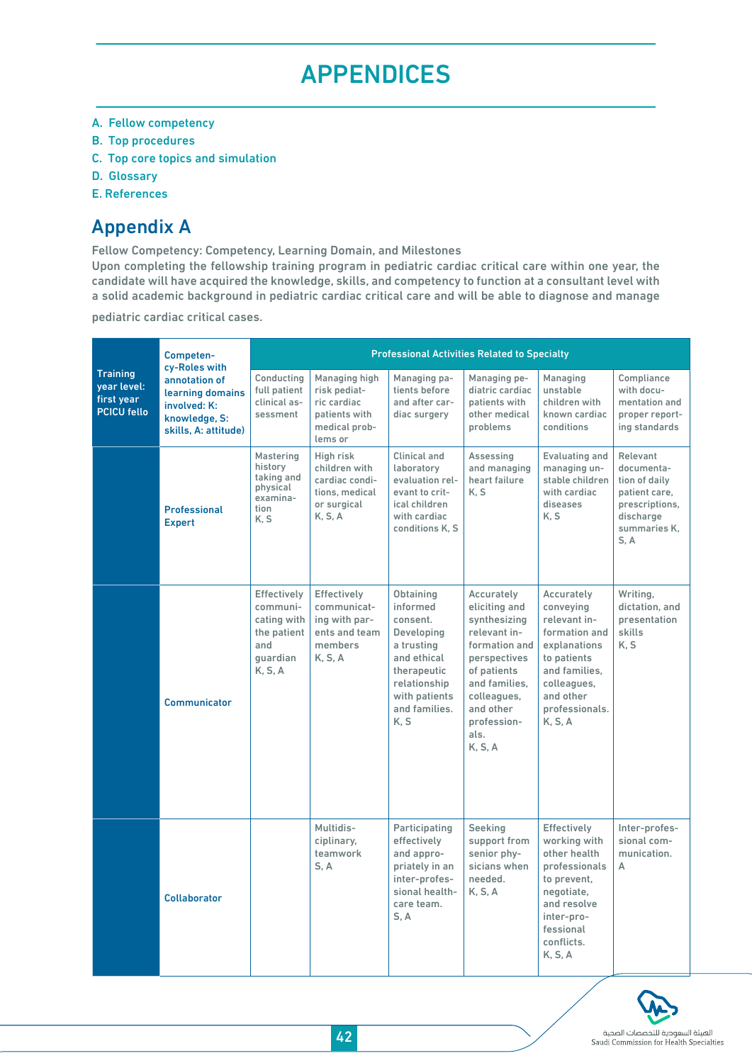# APPENDICES

A. Fellow competency
B. Top procedures
C. Top core topics and simulation
D. Glossary
E. References

## Appendix A

Fellow Competency: Competency, Learning Domain, and Milestones
Upon completing the fellowship training program in pediatric cardiac critical care within one year, the candidate will have acquired the knowledge, skills, and competency to function at a consultant level with a solid academic background in pediatric cardiac critical care and will be able to diagnose and manage pediatric cardiac critical cases.

| Training year level: first year PCICU fello | Competency-Roles with annotation of learning domains involved: K: knowledge, S: skills, A: attitude) | Professional Activities Related to Specialty | | | | | |
|---|---|---|---|---|---|---|---|
| | | Conducting full patient clinical assessment | Managing high risk pediatric cardiac patients with medical problems or | Managing patients before and after cardiac surgery | Managing pediatric cardiac patients with other medical problems | Managing unstable children with known cardiac conditions | Compliance with documentation and proper reporting standards |
| | Professional Expert | Mastering history taking and physical examination K, S | High risk children with cardiac conditions, medical or surgical K, S, A | Clinical and laboratory evaluation relevant to critical children with cardiac conditions K, S | Assessing and managing heart failure K, S | Evaluating and managing unstable children with cardiac diseases K, S | Relevant documentation of daily patient care, prescriptions, discharge summaries K, S, A |
| | Communicator | Effectively communicating with the patient and guardian K, S, A | Effectively communicating with parents and team members K, S, A | Obtaining informed consent. Developing a trusting and ethical therapeutic relationship with patients and families. K, S | Accurately eliciting and synthesizing relevant information and perspectives of patients and families, colleagues, and other professionals. K, S, A | Accurately conveying relevant information and explanations to patients and families, colleagues, and other professionals. K, S, A | Writing, dictation, and presentation skills K, S |
| | Collaborator | | Multidisciplinary, teamwork S, A | Participating effectively and appropriately in an inter-professional healthcare team. S, A | Seeking support from senior physicians when needed. K, S, A | Effectively working with other health professionals to prevent, negotiate, and resolve inter-professional conflicts. K, S, A | Inter-professional communication. A |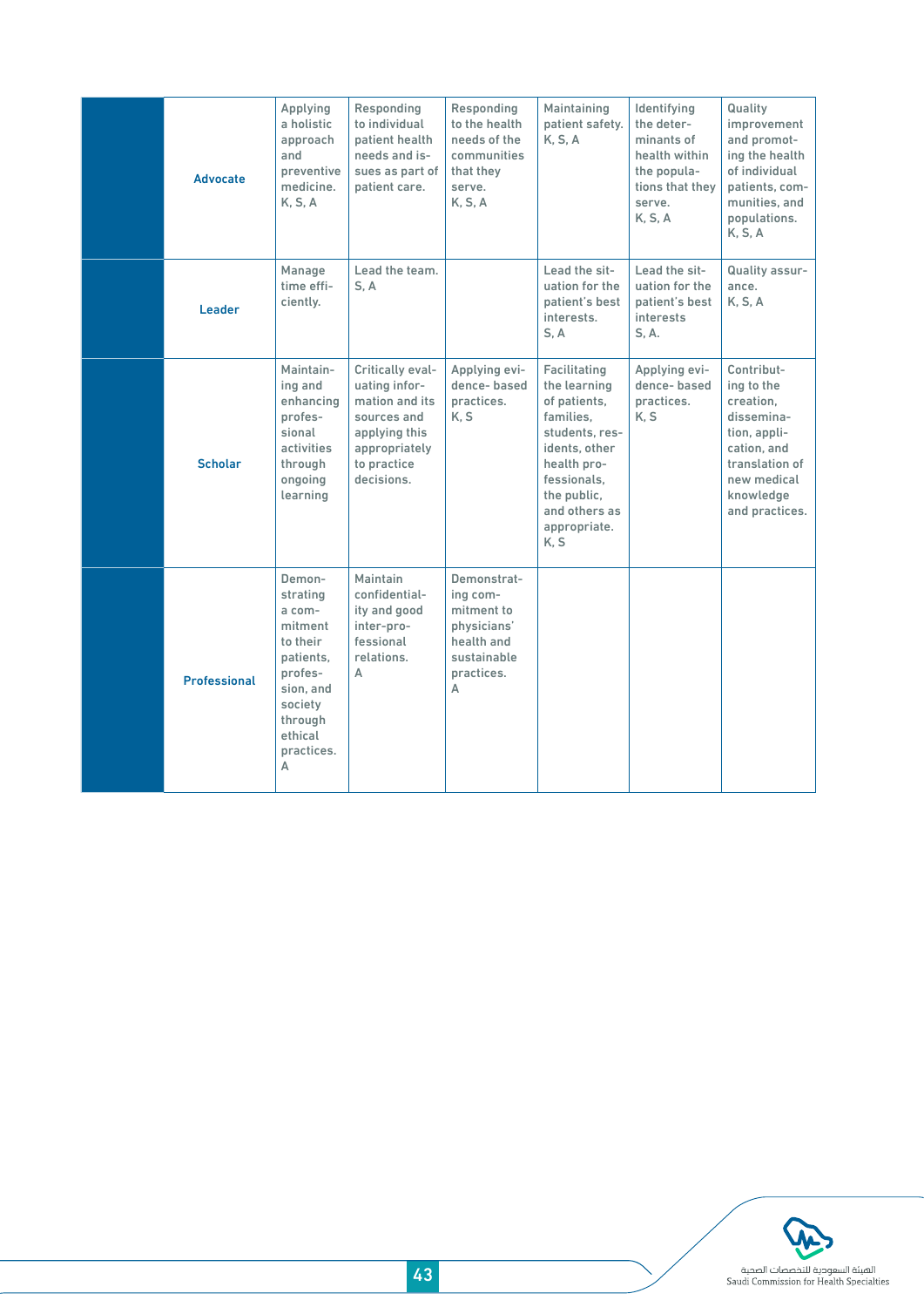| | | | | | | | |
|---|---|---|---|---|---|---|---|
| | Advocate | Applying a holistic approach and preventive medicine. K, S, A | Responding to individual patient health needs and issues as part of patient care. | Responding to the health needs of the communities that they serve. K, S, A | Maintaining patient safety. K, S, A | Identifying the determinants of health within the populations that they serve. K, S, A | Quality improvement and promoting the health of individual patients, communities, and populations. K, S, A |
| | Leader | Manage time efficiently. | Lead the team. S, A | | Lead the situation for the patient's best interests. S, A | Lead the situation for the patient's best interests S, A. | Quality assurance. K, S, A |
| | Scholar | Maintaining and enhancing professional activities through ongoing learning | Critically evaluating information and its sources and applying this appropriately to practice decisions. | Applying evidence- based practices. K, S | Facilitating the learning of patients, families, students, residents, other health professionals, the public, and others as appropriate. K, S | Applying evidence- based practices. K, S | Contributing to the creation, dissemination, application, and translation of new medical knowledge and practices. |
| | Professional | Demonstrating a commitment to their patients, profession, and society through ethical practices. A | Maintain confidentiality and good inter-professional relations. A | Demonstrating commitment to physicians' health and sustainable practices. A | | | |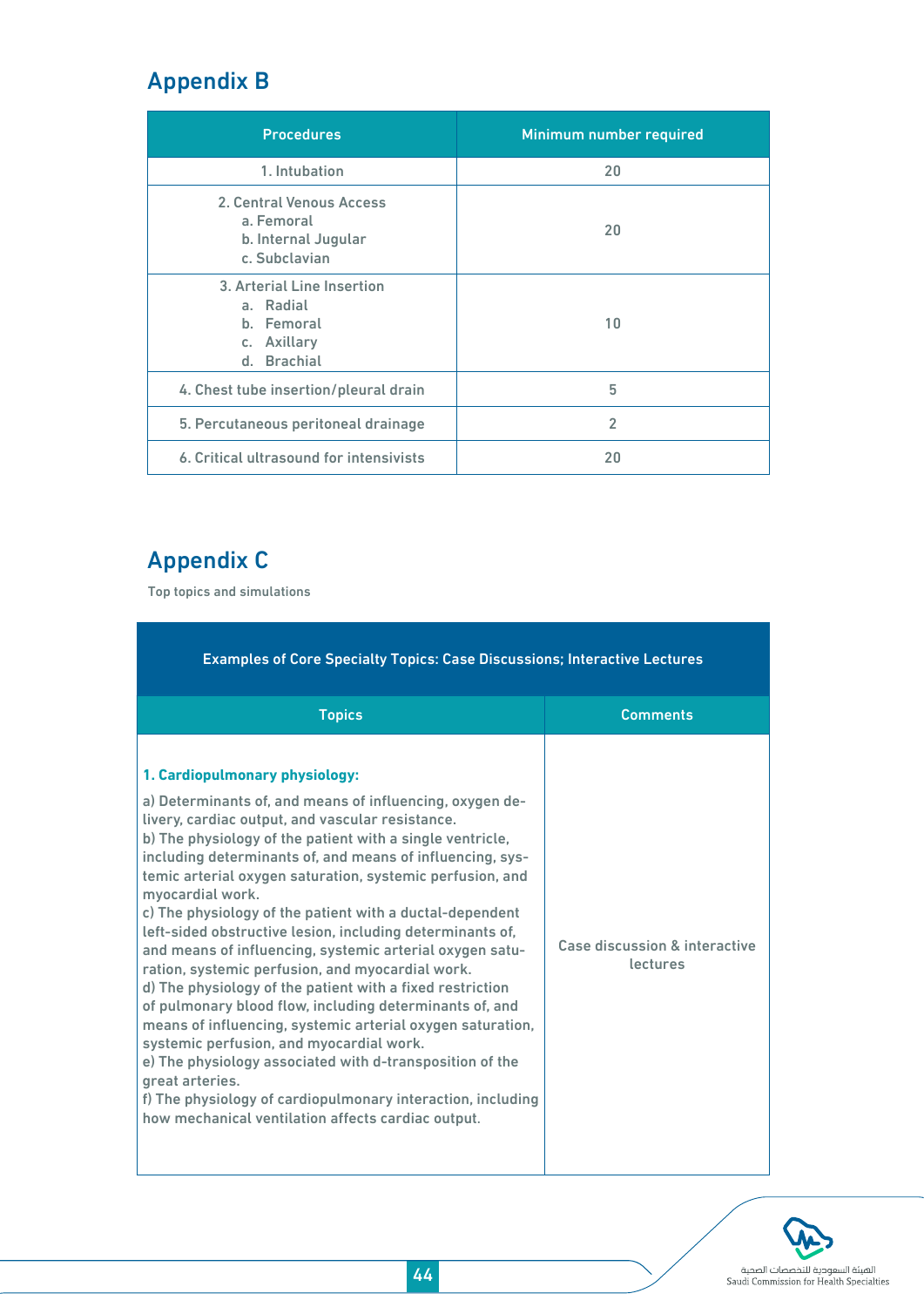## Appendix B

| Procedures | Minimum number required |
|---|---|
| 1. Intubation | 20 |
| 2. Central Venous Access<br>a. Femoral<br>b. Internal Jugular<br>c. Subclavian | 20 |
| 3. Arterial Line Insertion<br>a. Radial<br>b. Femoral<br>c. Axillary<br>d. Brachial | 10 |
| 4. Chest tube insertion/pleural drain | 5 |
| 5. Percutaneous peritoneal drainage | 2 |
| 6. Critical ultrasound for intensivists | 20 |

## Appendix C

Top topics and simulations

| Examples of Core Specialty Topics: Case Discussions; Interactive Lectures | |
|---|---|
| **Topics** | **Comments** |
| **1. Cardiopulmonary physiology:**<br>a) Determinants of, and means of influencing, oxygen delivery, cardiac output, and vascular resistance.<br>b) The physiology of the patient with a single ventricle, including determinants of, and means of influencing, systemic arterial oxygen saturation, systemic perfusion, and myocardial work.<br>c) The physiology of the patient with a ductal-dependent left-sided obstructive lesion, including determinants of, and means of influencing, systemic arterial oxygen saturation, systemic perfusion, and myocardial work.<br>d) The physiology of the patient with a fixed restriction of pulmonary blood flow, including determinants of, and means of influencing, systemic arterial oxygen saturation, systemic perfusion, and myocardial work.<br>e) The physiology associated with d-transposition of the great arteries.<br>f) The physiology of cardiopulmonary interaction, including how mechanical ventilation affects cardiac output. | Case discussion & interactive lectures |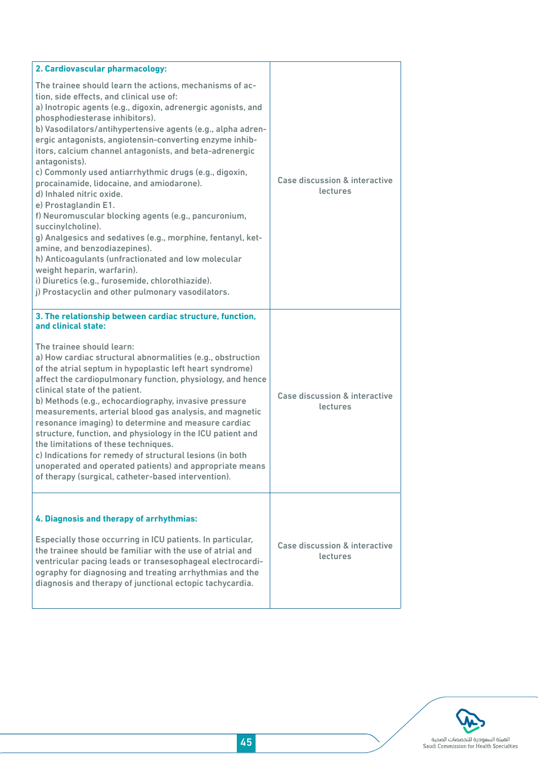| | |
|---|---|
| **2. Cardiovascular pharmacology:**<br><br>The trainee should learn the actions, mechanisms of action, side effects, and clinical use of:<br>a) Inotropic agents (e.g., digoxin, adrenergic agonists, and phosphodiesterase inhibitors).<br>b) Vasodilators/antihypertensive agents (e.g., alpha adrenergic antagonists, angiotensin-converting enzyme inhibitors, calcium channel antagonists, and beta-adrenergic antagonists).<br>c) Commonly used antiarrhythmic drugs (e.g., digoxin, procainamide, lidocaine, and amiodarone).<br>d) Inhaled nitric oxide.<br>e) Prostaglandin E1.<br>f) Neuromuscular blocking agents (e.g., pancuronium, succinylcholine).<br>g) Analgesics and sedatives (e.g., morphine, fentanyl, ketamine, and benzodiazepines).<br>h) Anticoagulants (unfractionated and low molecular weight heparin, warfarin).<br>i) Diuretics (e.g., furosemide, chlorothiazide).<br>j) Prostacyclin and other pulmonary vasodilators. | Case discussion & interactive lectures |
| **3. The relationship between cardiac structure, function, and clinical state:**<br><br>The trainee should learn:<br>a) How cardiac structural abnormalities (e.g., obstruction of the atrial septum in hypoplastic left heart syndrome) affect the cardiopulmonary function, physiology, and hence clinical state of the patient.<br>b) Methods (e.g., echocardiography, invasive pressure measurements, arterial blood gas analysis, and magnetic resonance imaging) to determine and measure cardiac structure, function, and physiology in the ICU patient and the limitations of these techniques.<br>c) Indications for remedy of structural lesions (in both unoperated and operated patients) and appropriate means of therapy (surgical, catheter-based intervention). | Case discussion & interactive lectures |
| **4. Diagnosis and therapy of arrhythmias:**<br><br>Especially those occurring in ICU patients. In particular, the trainee should be familiar with the use of atrial and ventricular pacing leads or transesophageal electrocardiography for diagnosing and treating arrhythmias and the diagnosis and therapy of junctional ectopic tachycardia. | Case discussion & interactive lectures |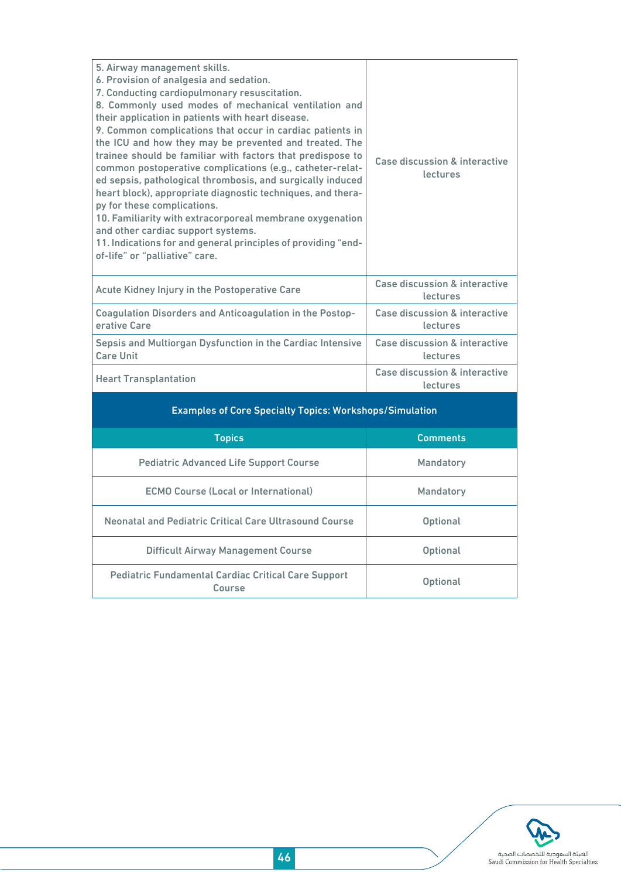| | |
|---|---|
| 5. Airway management skills.<br>6. Provision of analgesia and sedation.<br>7. Conducting cardiopulmonary resuscitation.<br>8. Commonly used modes of mechanical ventilation and their application in patients with heart disease.<br>9. Common complications that occur in cardiac patients in the ICU and how they may be prevented and treated. The trainee should be familiar with factors that predispose to common postoperative complications (e.g., catheter-related sepsis, pathological thrombosis, and surgically induced heart block), appropriate diagnostic techniques, and therapy for these complications.<br>10. Familiarity with extracorporeal membrane oxygenation and other cardiac support systems.<br>11. Indications for and general principles of providing “end-of-life” or “palliative” care. | Case discussion & interactive lectures |
| Acute Kidney Injury in the Postoperative Care | Case discussion & interactive lectures |
| Coagulation Disorders and Anticoagulation in the Postoperative Care | Case discussion & interactive lectures |
| Sepsis and Multiorgan Dysfunction in the Cardiac Intensive Care Unit | Case discussion & interactive lectures |
| Heart Transplantation | Case discussion & interactive lectures |

**Examples of Core Specialty Topics: Workshops/Simulation**

| Topics | Comments |
|---|---|
| Pediatric Advanced Life Support Course | Mandatory |
| ECMO Course (Local or International) | Mandatory |
| Neonatal and Pediatric Critical Care Ultrasound Course | Optional |
| Difficult Airway Management Course | Optional |
| Pediatric Fundamental Cardiac Critical Care Support Course | Optional |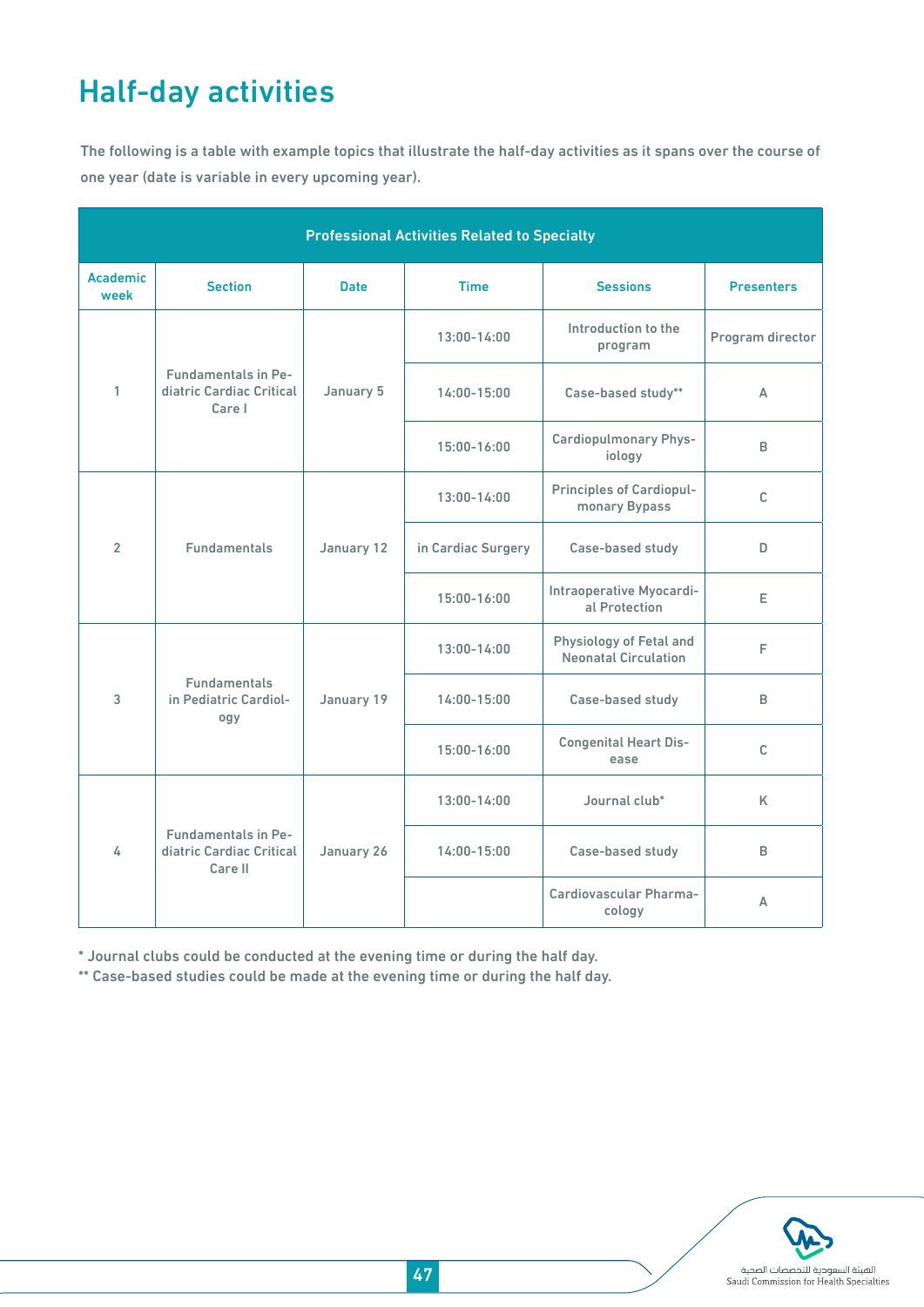# Half-day activities

The following is a table with example topics that illustrate the half-day activities as it spans over the course of one year (date is variable in every upcoming year).

| Professional Activities Related to Specialty | | | | | |
|---|---|---|---|---|---|
| Academic week | Section | Date | Time | Sessions | Presenters |
| 1 | Fundamentals in Pediatric Cardiac Critical Care I | January 5 | 13:00-14:00 | Introduction to the program | Program director |
| | | | 14:00-15:00 | Case-based study** | A |
| | | | 15:00-16:00 | Cardiopulmonary Physiology | B |
| 2 | Fundamentals | January 12 | 13:00-14:00 | Principles of Cardiopulmonary Bypass | C |
| | | | in Cardiac Surgery | Case-based study | D |
| | | | 15:00-16:00 | Intraoperative Myocardial Protection | E |
| 3 | Fundamentals in Pediatric Cardiology | January 19 | 13:00-14:00 | Physiology of Fetal and Neonatal Circulation | F |
| | | | 14:00-15:00 | Case-based study | B |
| | | | 15:00-16:00 | Congenital Heart Disease | C |
| 4 | Fundamentals in Pediatric Cardiac Critical Care II | January 26 | 13:00-14:00 | Journal club* | K |
| | | | 14:00-15:00 | Case-based study | B |
| | | | | Cardiovascular Pharmacology | A |

* Journal clubs could be conducted at the evening time or during the half day.

** Case-based studies could be made at the evening time or during the half day.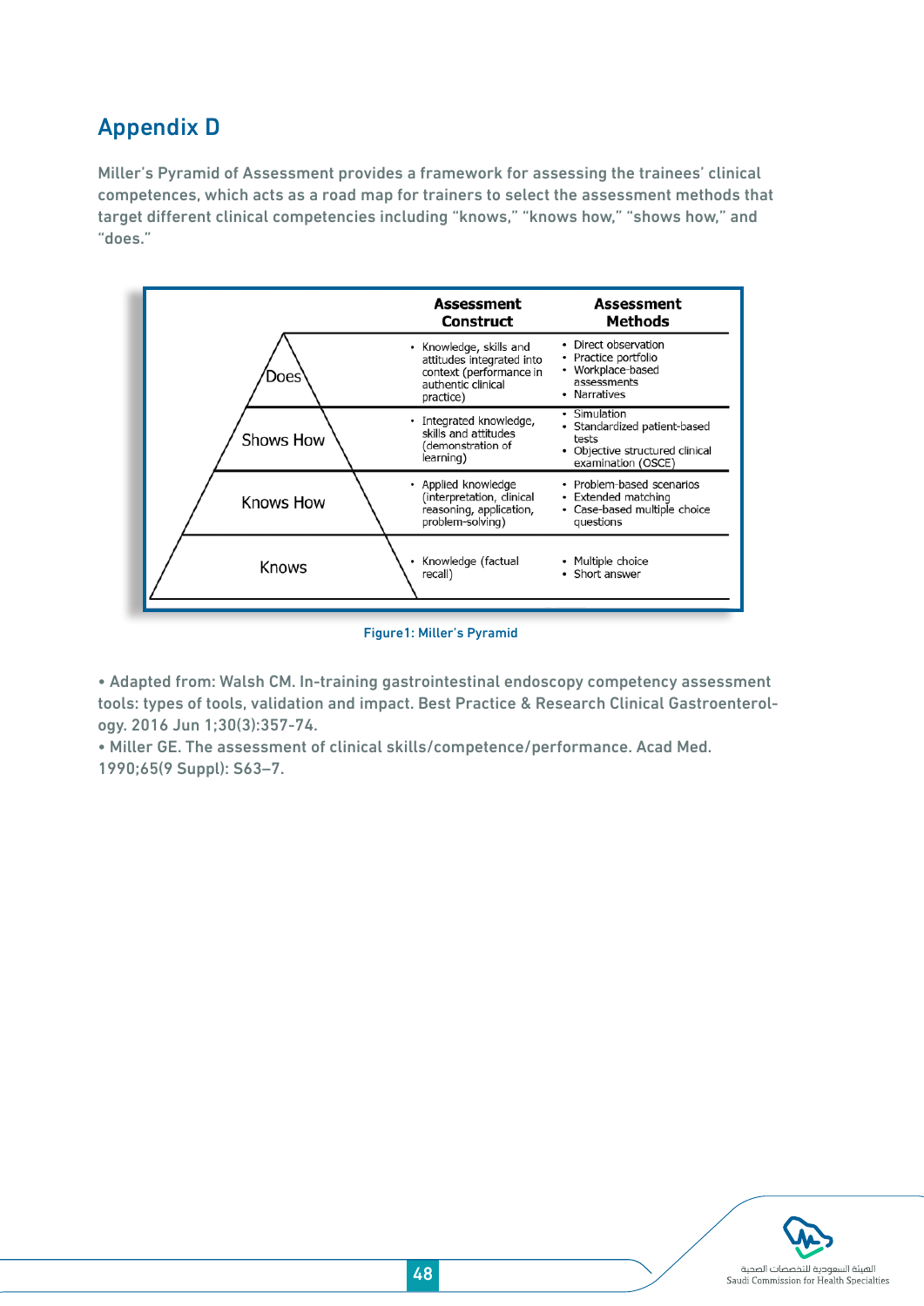## Appendix D

Miller's Pyramid of Assessment provides a framework for assessing the trainees' clinical competences, which acts as a road map for trainers to select the assessment methods that target different clinical competencies including "knows," "knows how," "shows how," and "does."

| | Assessment Construct | Assessment Methods |
|---|---|---|
| Does | • Knowledge, skills and attitudes integrated into context (performance in authentic clinical practice) | • Direct observation<br>• Practice portfolio<br>• Workplace-based assessments<br>• Narratives |
| Shows How | • Integrated knowledge, skills and attitudes (demonstration of learning) | • Simulation<br>• Standardized patient-based tests<br>• Objective structured clinical examination (OSCE) |
| Knows How | • Applied knowledge (interpretation, clinical reasoning, application, problem-solving) | • Problem-based scenarios<br>• Extended matching<br>• Case-based multiple choice questions |
| Knows | • Knowledge (factual recall) | • Multiple choice<br>• Short answer |

Figure1: Miller's Pyramid

- Adapted from: Walsh CM. In-training gastrointestinal endoscopy competency assessment tools: types of tools, validation and impact. Best Practice & Research Clinical Gastroenterology. 2016 Jun 1;30(3):357-74.
- Miller GE. The assessment of clinical skills/competence/performance. Acad Med. 1990;65(9 Suppl): S63–7.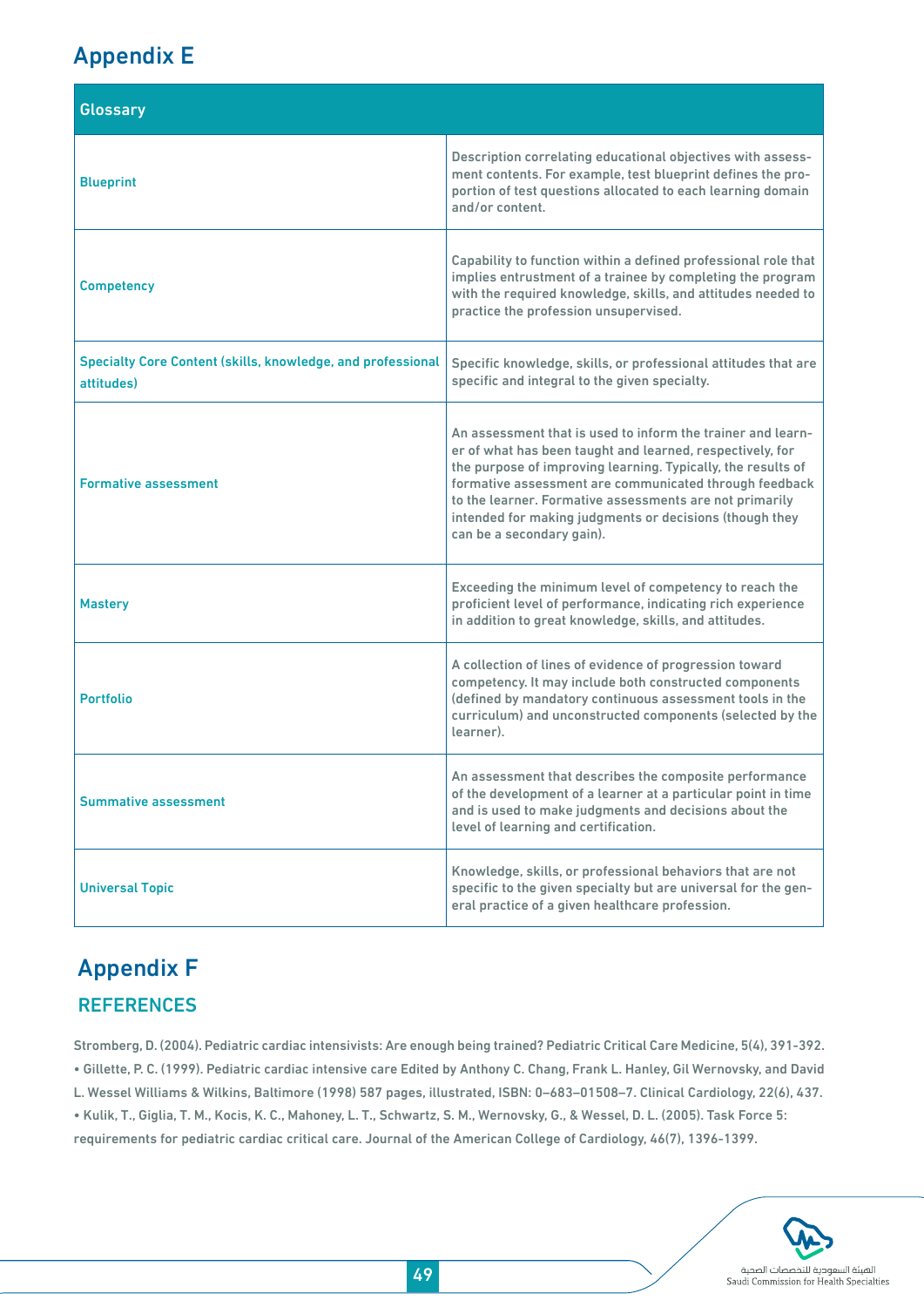# Appendix E

| Glossary | |
|---|---|
| Blueprint | Description correlating educational objectives with assessment contents. For example, test blueprint defines the proportion of test questions allocated to each learning domain and/or content. |
| Competency | Capability to function within a defined professional role that implies entrustment of a trainee by completing the program with the required knowledge, skills, and attitudes needed to practice the profession unsupervised. |
| Specialty Core Content (skills, knowledge, and professional attitudes) | Specific knowledge, skills, or professional attitudes that are specific and integral to the given specialty. |
| Formative assessment | An assessment that is used to inform the trainer and learner of what has been taught and learned, respectively, for the purpose of improving learning. Typically, the results of formative assessment are communicated through feedback to the learner. Formative assessments are not primarily intended for making judgments or decisions (though they can be a secondary gain). |
| Mastery | Exceeding the minimum level of competency to reach the proficient level of performance, indicating rich experience in addition to great knowledge, skills, and attitudes. |
| Portfolio | A collection of lines of evidence of progression toward competency. It may include both constructed components (defined by mandatory continuous assessment tools in the curriculum) and unconstructed components (selected by the learner). |
| Summative assessment | An assessment that describes the composite performance of the development of a learner at a particular point in time and is used to make judgments and decisions about the level of learning and certification. |
| Universal Topic | Knowledge, skills, or professional behaviors that are not specific to the given specialty but are universal for the general practice of a given healthcare profession. |

# Appendix F

## REFERENCES

Stromberg, D. (2004). Pediatric cardiac intensivists: Are enough being trained? Pediatric Critical Care Medicine, 5(4), 391-392.
• Gillette, P. C. (1999). Pediatric cardiac intensive care Edited by Anthony C. Chang, Frank L. Hanley, Gil Wernovsky, and David L. Wessel Williams & Wilkins, Baltimore (1998) 587 pages, illustrated, ISBN: 0–683–01508–7. Clinical Cardiology, 22(6), 437.
• Kulik, T., Giglia, T. M., Kocis, K. C., Mahoney, L. T., Schwartz, S. M., Wernovsky, G., & Wessel, D. L. (2005). Task Force 5: requirements for pediatric cardiac critical care. Journal of the American College of Cardiology, 46(7), 1396-1399.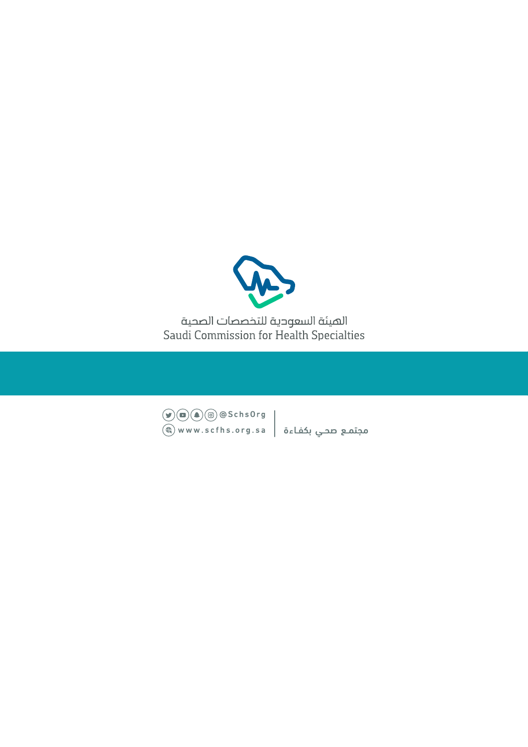الهيئة السعودية للتخصصات الصحية
Saudi Commission for Health Specialties

@SchsOrg
www.scfhs.org.sa

مجتمع صحي بكفاءة